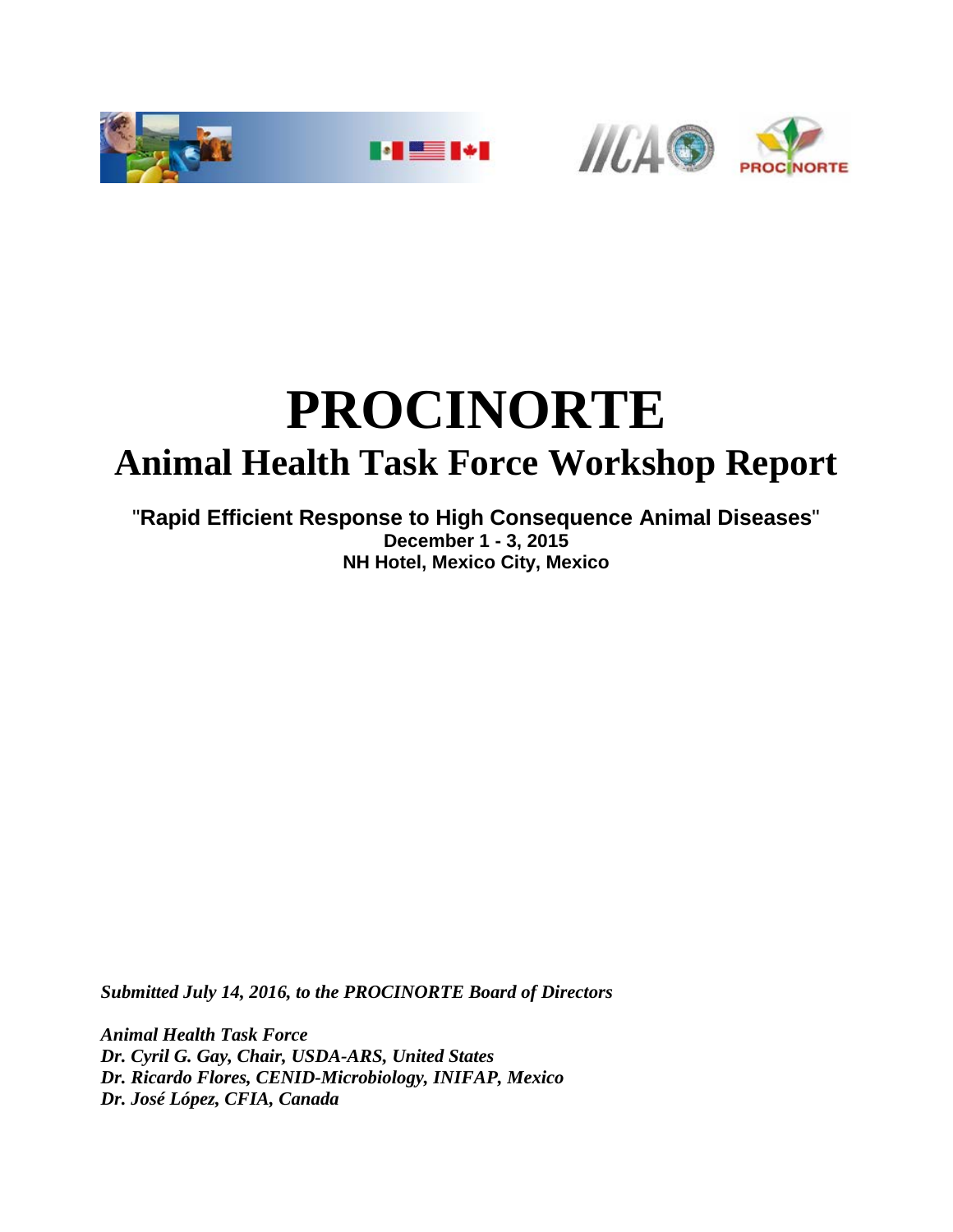# PROCINORTE

## Animal Health Task Force Workshop Report

"**Rapid Efficient Response to High Consequence Animal Diseases**"

**December 1 - 3, 2015**

**NH Hotel, Mexico City, Mexico**

***Submitted July 14, 2016, to the PROCINORTE Board of Directors***

***Animal Health Task Force***
***Dr. Cyril G. Gay, Chair, USDA-ARS, United States***
***Dr. Ricardo Flores, CENID-Microbiology, INIFAP, Mexico***
***Dr. José López, CFIA, Canada***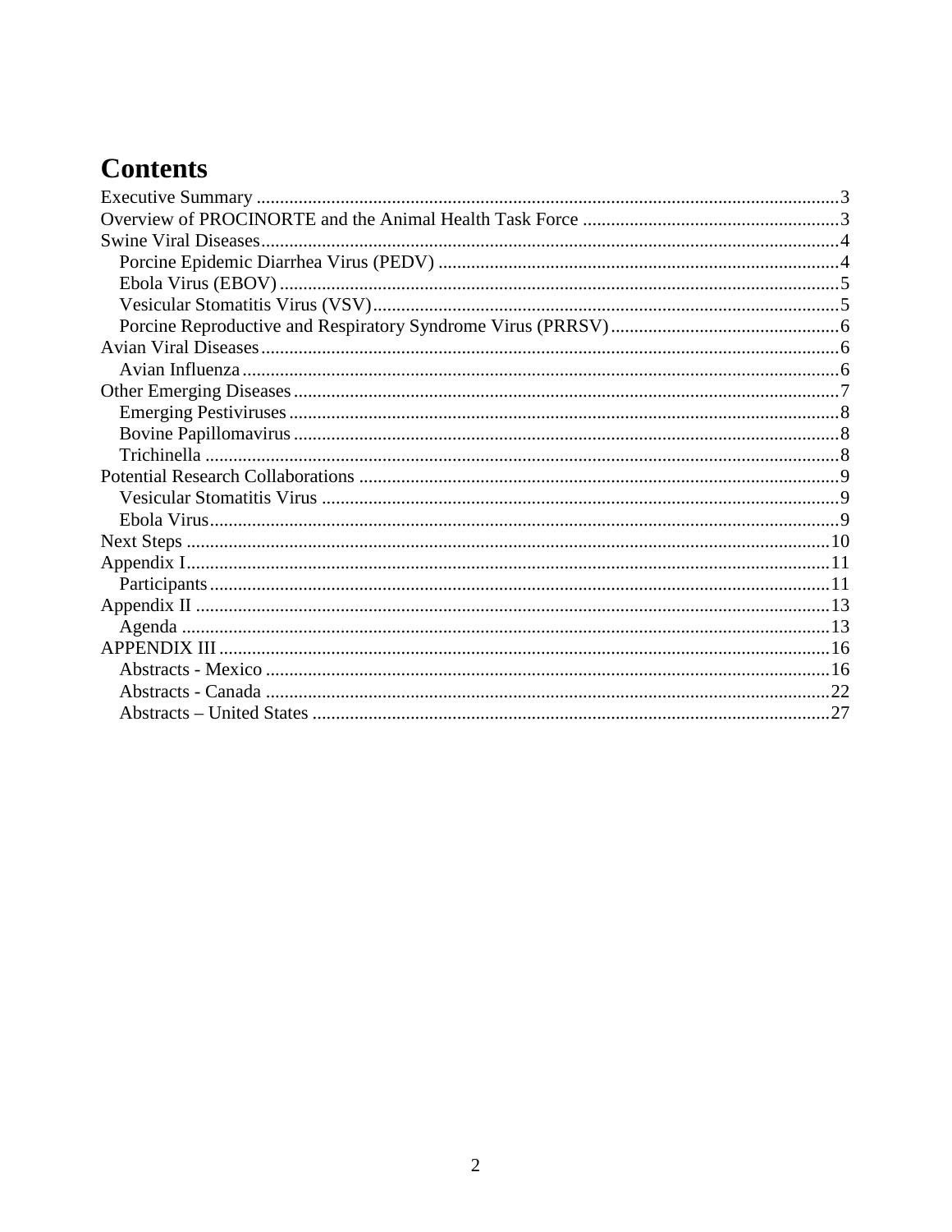# Contents

Executive Summary ..... 3
Overview of PROCINORTE and the Animal Health Task Force ..... 3
Swine Viral Diseases ..... 4
- Porcine Epidemic Diarrhea Virus (PEDV) ..... 4
- Ebola Virus (EBOV) ..... 5
- Vesicular Stomatitis Virus (VSV) ..... 5
- Porcine Reproductive and Respiratory Syndrome Virus (PRRSV) ..... 6

Avian Viral Diseases ..... 6
- Avian Influenza ..... 6

Other Emerging Diseases ..... 7
- Emerging Pestiviruses ..... 8
- Bovine Papillomavirus ..... 8
- Trichinella ..... 8

Potential Research Collaborations ..... 9
- Vesicular Stomatitis Virus ..... 9
- Ebola Virus ..... 9

Next Steps ..... 10
Appendix I ..... 11
- Participants ..... 11

Appendix II ..... 13
- Agenda ..... 13

APPENDIX III ..... 16
- Abstracts - Mexico ..... 16
- Abstracts - Canada ..... 22
- Abstracts – United States ..... 27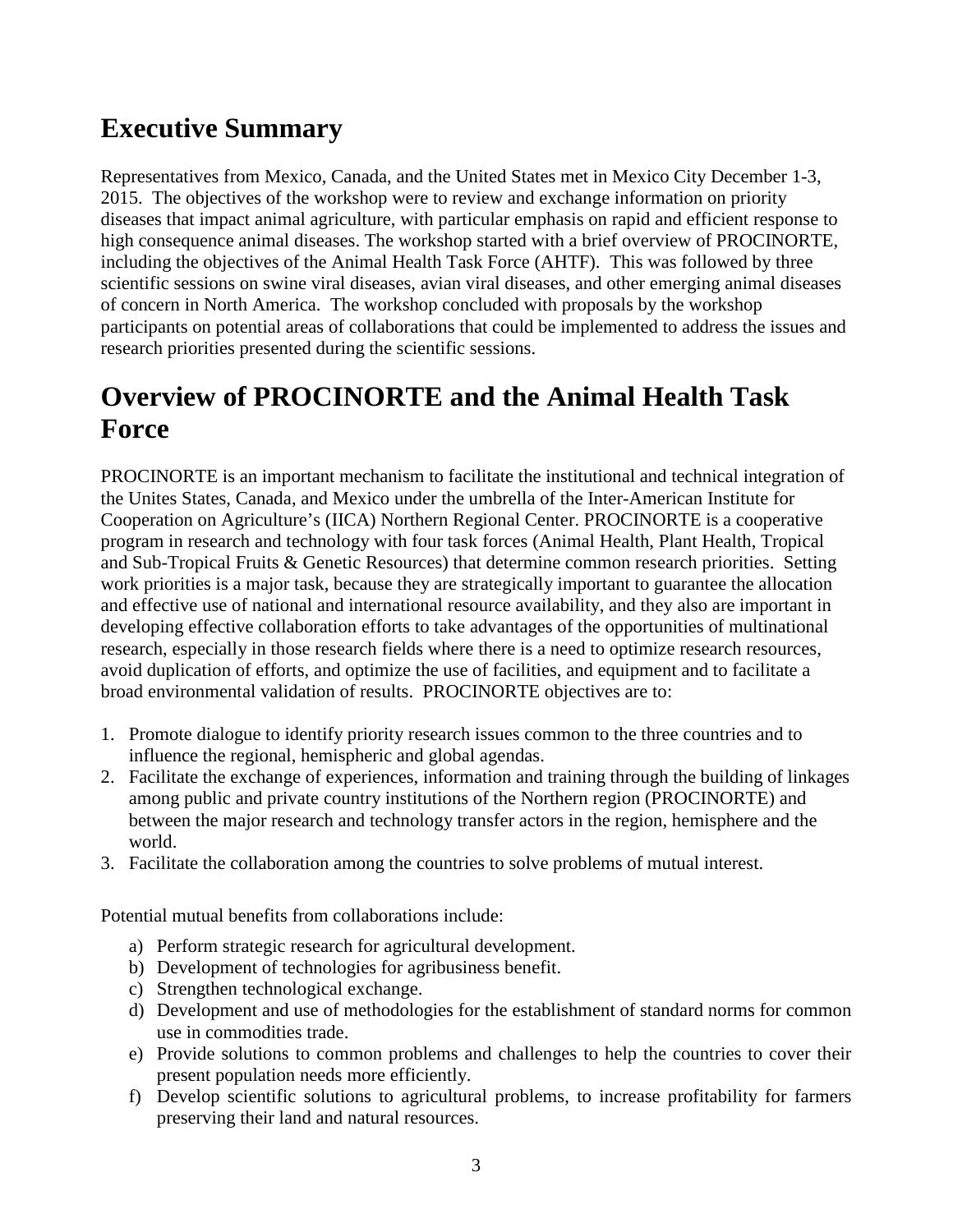# Executive Summary

Representatives from Mexico, Canada, and the United States met in Mexico City December 1-3, 2015. The objectives of the workshop were to review and exchange information on priority diseases that impact animal agriculture, with particular emphasis on rapid and efficient response to high consequence animal diseases. The workshop started with a brief overview of PROCINORTE, including the objectives of the Animal Health Task Force (AHTF). This was followed by three scientific sessions on swine viral diseases, avian viral diseases, and other emerging animal diseases of concern in North America. The workshop concluded with proposals by the workshop participants on potential areas of collaborations that could be implemented to address the issues and research priorities presented during the scientific sessions.

# Overview of PROCINORTE and the Animal Health Task Force

PROCINORTE is an important mechanism to facilitate the institutional and technical integration of the Unites States, Canada, and Mexico under the umbrella of the Inter-American Institute for Cooperation on Agriculture's (IICA) Northern Regional Center. PROCINORTE is a cooperative program in research and technology with four task forces (Animal Health, Plant Health, Tropical and Sub-Tropical Fruits & Genetic Resources) that determine common research priorities. Setting work priorities is a major task, because they are strategically important to guarantee the allocation and effective use of national and international resource availability, and they also are important in developing effective collaboration efforts to take advantages of the opportunities of multinational research, especially in those research fields where there is a need to optimize research resources, avoid duplication of efforts, and optimize the use of facilities, and equipment and to facilitate a broad environmental validation of results. PROCINORTE objectives are to:

1. Promote dialogue to identify priority research issues common to the three countries and to influence the regional, hemispheric and global agendas.
2. Facilitate the exchange of experiences, information and training through the building of linkages among public and private country institutions of the Northern region (PROCINORTE) and between the major research and technology transfer actors in the region, hemisphere and the world.
3. Facilitate the collaboration among the countries to solve problems of mutual interest.

Potential mutual benefits from collaborations include:

a) Perform strategic research for agricultural development.
b) Development of technologies for agribusiness benefit.
c) Strengthen technological exchange.
d) Development and use of methodologies for the establishment of standard norms for common use in commodities trade.
e) Provide solutions to common problems and challenges to help the countries to cover their present population needs more efficiently.
f) Develop scientific solutions to agricultural problems, to increase profitability for farmers preserving their land and natural resources.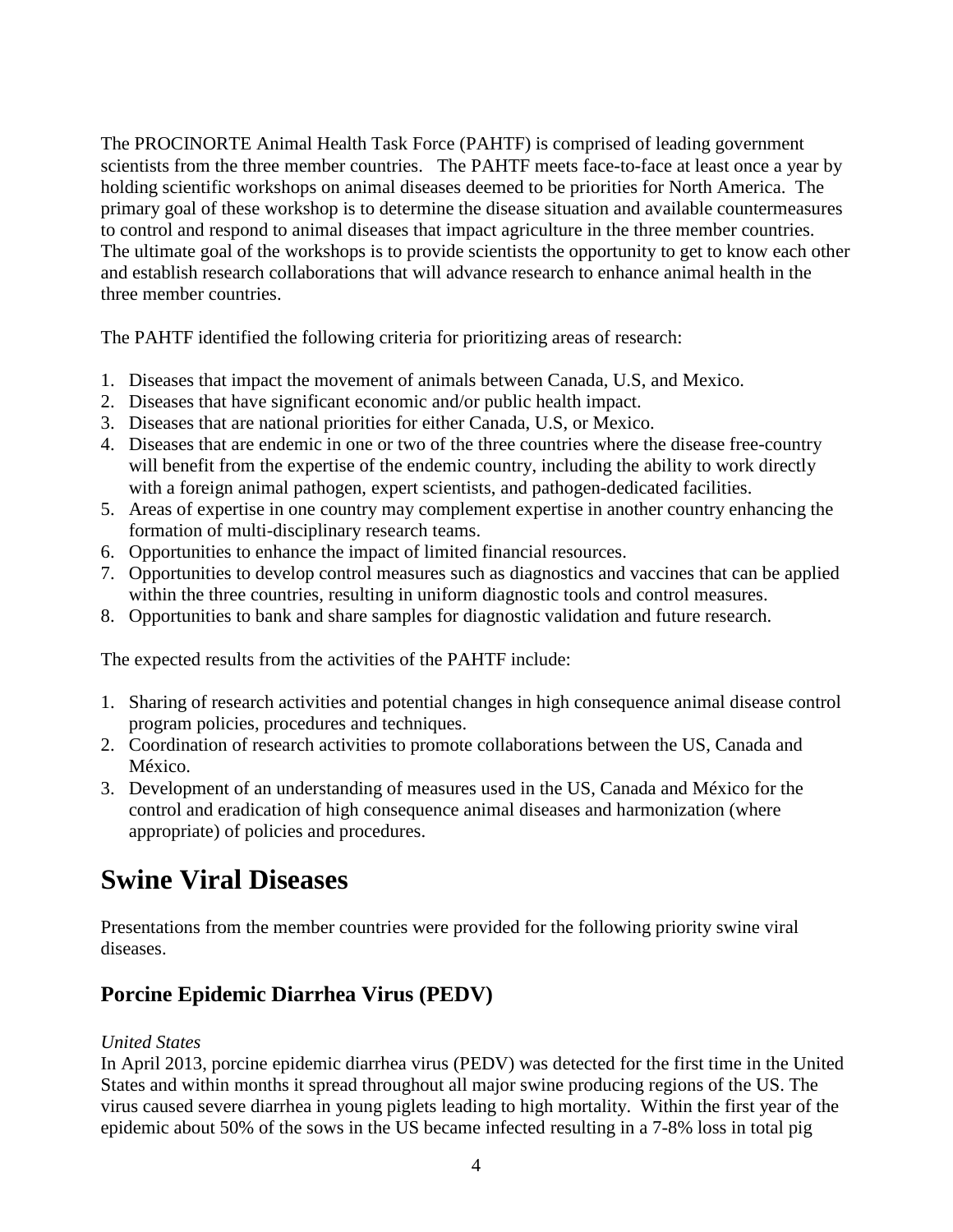The PROCINORTE Animal Health Task Force (PAHTF) is comprised of leading government scientists from the three member countries. The PAHTF meets face-to-face at least once a year by holding scientific workshops on animal diseases deemed to be priorities for North America. The primary goal of these workshop is to determine the disease situation and available countermeasures to control and respond to animal diseases that impact agriculture in the three member countries. The ultimate goal of the workshops is to provide scientists the opportunity to get to know each other and establish research collaborations that will advance research to enhance animal health in the three member countries.

The PAHTF identified the following criteria for prioritizing areas of research:

1. Diseases that impact the movement of animals between Canada, U.S, and Mexico.
2. Diseases that have significant economic and/or public health impact.
3. Diseases that are national priorities for either Canada, U.S, or Mexico.
4. Diseases that are endemic in one or two of the three countries where the disease free-country will benefit from the expertise of the endemic country, including the ability to work directly with a foreign animal pathogen, expert scientists, and pathogen-dedicated facilities.
5. Areas of expertise in one country may complement expertise in another country enhancing the formation of multi-disciplinary research teams.
6. Opportunities to enhance the impact of limited financial resources.
7. Opportunities to develop control measures such as diagnostics and vaccines that can be applied within the three countries, resulting in uniform diagnostic tools and control measures.
8. Opportunities to bank and share samples for diagnostic validation and future research.

The expected results from the activities of the PAHTF include:

1. Sharing of research activities and potential changes in high consequence animal disease control program policies, procedures and techniques.
2. Coordination of research activities to promote collaborations between the US, Canada and México.
3. Development of an understanding of measures used in the US, Canada and México for the control and eradication of high consequence animal diseases and harmonization (where appropriate) of policies and procedures.

# Swine Viral Diseases

Presentations from the member countries were provided for the following priority swine viral diseases.

## Porcine Epidemic Diarrhea Virus (PEDV)

*United States*

In April 2013, porcine epidemic diarrhea virus (PEDV) was detected for the first time in the United States and within months it spread throughout all major swine producing regions of the US. The virus caused severe diarrhea in young piglets leading to high mortality. Within the first year of the epidemic about 50% of the sows in the US became infected resulting in a 7-8% loss in total pig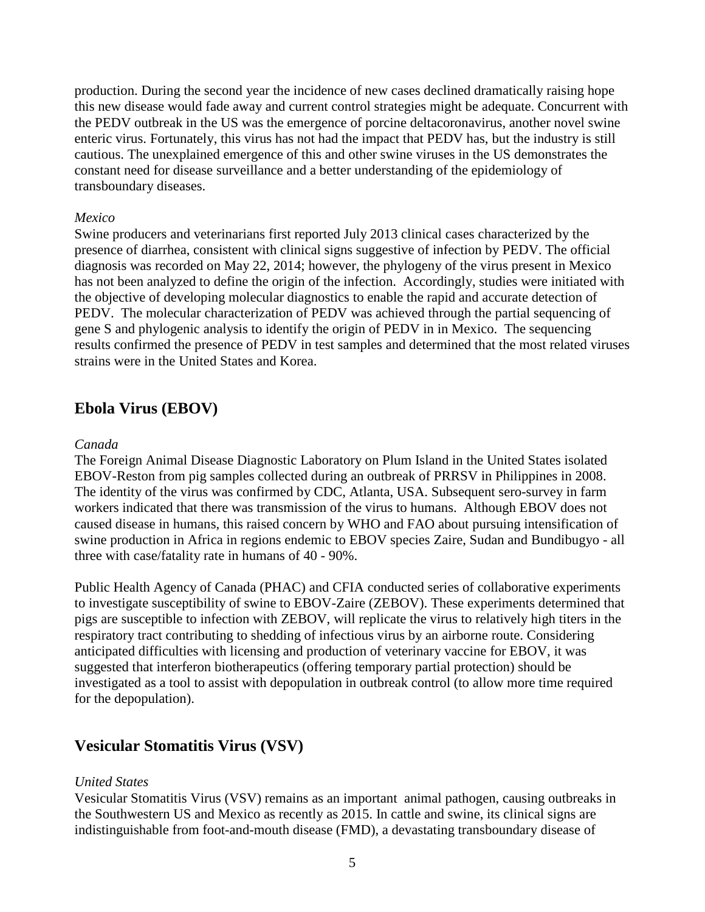production. During the second year the incidence of new cases declined dramatically raising hope this new disease would fade away and current control strategies might be adequate. Concurrent with the PEDV outbreak in the US was the emergence of porcine deltacoronavirus, another novel swine enteric virus. Fortunately, this virus has not had the impact that PEDV has, but the industry is still cautious. The unexplained emergence of this and other swine viruses in the US demonstrates the constant need for disease surveillance and a better understanding of the epidemiology of transboundary diseases.

*Mexico*

Swine producers and veterinarians first reported July 2013 clinical cases characterized by the presence of diarrhea, consistent with clinical signs suggestive of infection by PEDV. The official diagnosis was recorded on May 22, 2014; however, the phylogeny of the virus present in Mexico has not been analyzed to define the origin of the infection. Accordingly, studies were initiated with the objective of developing molecular diagnostics to enable the rapid and accurate detection of PEDV. The molecular characterization of PEDV was achieved through the partial sequencing of gene S and phylogenic analysis to identify the origin of PEDV in in Mexico. The sequencing results confirmed the presence of PEDV in test samples and determined that the most related viruses strains were in the United States and Korea.

## Ebola Virus (EBOV)

*Canada*

The Foreign Animal Disease Diagnostic Laboratory on Plum Island in the United States isolated EBOV-Reston from pig samples collected during an outbreak of PRRSV in Philippines in 2008. The identity of the virus was confirmed by CDC, Atlanta, USA. Subsequent sero-survey in farm workers indicated that there was transmission of the virus to humans. Although EBOV does not caused disease in humans, this raised concern by WHO and FAO about pursuing intensification of swine production in Africa in regions endemic to EBOV species Zaire, Sudan and Bundibugyo - all three with case/fatality rate in humans of 40 - 90%.

Public Health Agency of Canada (PHAC) and CFIA conducted series of collaborative experiments to investigate susceptibility of swine to EBOV-Zaire (ZEBOV). These experiments determined that pigs are susceptible to infection with ZEBOV, will replicate the virus to relatively high titers in the respiratory tract contributing to shedding of infectious virus by an airborne route. Considering anticipated difficulties with licensing and production of veterinary vaccine for EBOV, it was suggested that interferon biotherapeutics (offering temporary partial protection) should be investigated as a tool to assist with depopulation in outbreak control (to allow more time required for the depopulation).

## Vesicular Stomatitis Virus (VSV)

*United States*

Vesicular Stomatitis Virus (VSV) remains as an important animal pathogen, causing outbreaks in the Southwestern US and Mexico as recently as 2015. In cattle and swine, its clinical signs are indistinguishable from foot-and-mouth disease (FMD), a devastating transboundary disease of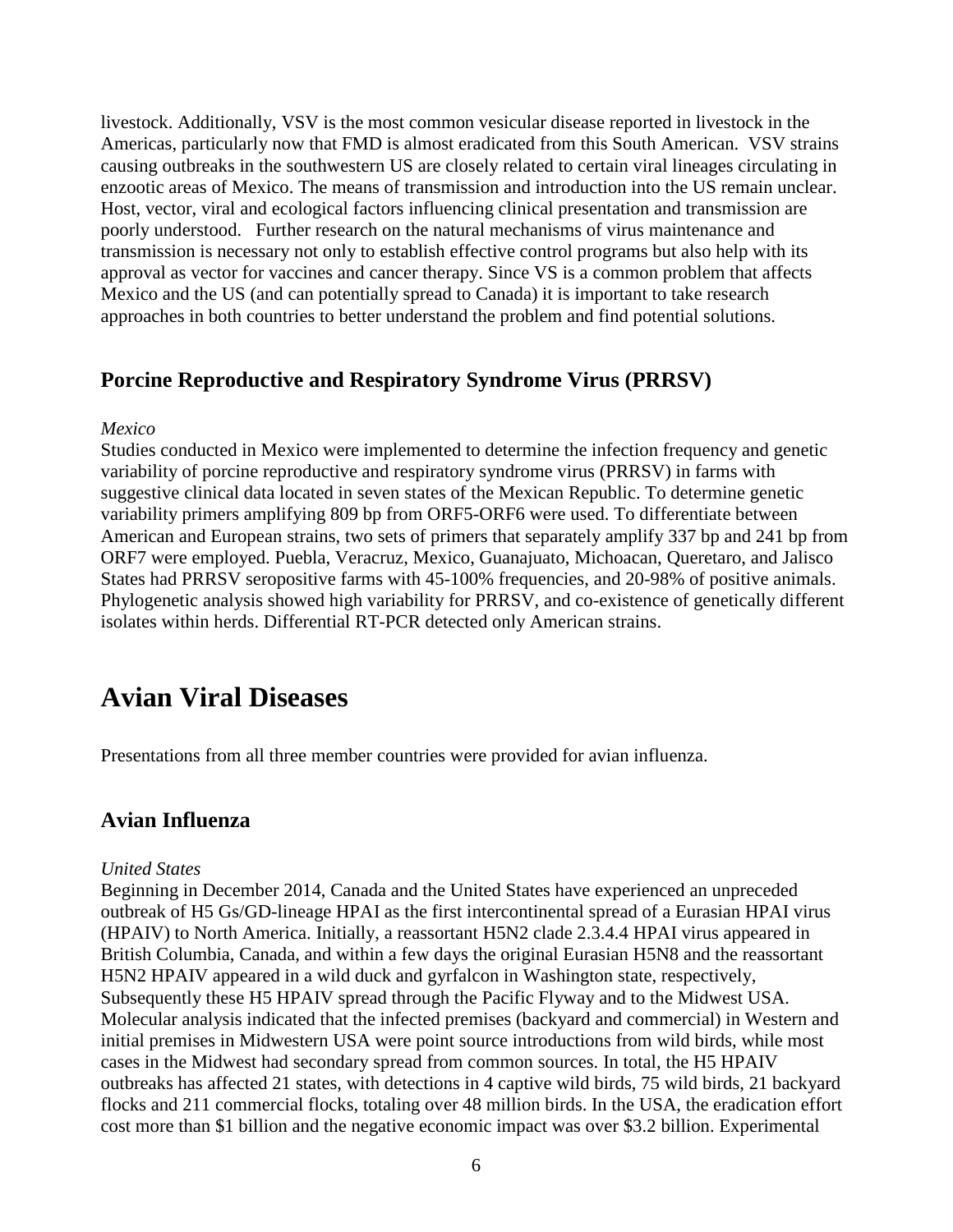livestock. Additionally, VSV is the most common vesicular disease reported in livestock in the Americas, particularly now that FMD is almost eradicated from this South American. VSV strains causing outbreaks in the southwestern US are closely related to certain viral lineages circulating in enzootic areas of Mexico. The means of transmission and introduction into the US remain unclear. Host, vector, viral and ecological factors influencing clinical presentation and transmission are poorly understood. Further research on the natural mechanisms of virus maintenance and transmission is necessary not only to establish effective control programs but also help with its approval as vector for vaccines and cancer therapy. Since VS is a common problem that affects Mexico and the US (and can potentially spread to Canada) it is important to take research approaches in both countries to better understand the problem and find potential solutions.

## Porcine Reproductive and Respiratory Syndrome Virus (PRRSV)

*Mexico*

Studies conducted in Mexico were implemented to determine the infection frequency and genetic variability of porcine reproductive and respiratory syndrome virus (PRRSV) in farms with suggestive clinical data located in seven states of the Mexican Republic. To determine genetic variability primers amplifying 809 bp from ORF5-ORF6 were used. To differentiate between American and European strains, two sets of primers that separately amplify 337 bp and 241 bp from ORF7 were employed. Puebla, Veracruz, Mexico, Guanajuato, Michoacan, Queretaro, and Jalisco States had PRRSV seropositive farms with 45-100% frequencies, and 20-98% of positive animals. Phylogenetic analysis showed high variability for PRRSV, and co-existence of genetically different isolates within herds. Differential RT-PCR detected only American strains.

# Avian Viral Diseases

Presentations from all three member countries were provided for avian influenza.

## Avian Influenza

*United States*

Beginning in December 2014, Canada and the United States have experienced an unpreceded outbreak of H5 Gs/GD-lineage HPAI as the first intercontinental spread of a Eurasian HPAI virus (HPAIV) to North America. Initially, a reassortant H5N2 clade 2.3.4.4 HPAI virus appeared in British Columbia, Canada, and within a few days the original Eurasian H5N8 and the reassortant H5N2 HPAIV appeared in a wild duck and gyrfalcon in Washington state, respectively, Subsequently these H5 HPAIV spread through the Pacific Flyway and to the Midwest USA. Molecular analysis indicated that the infected premises (backyard and commercial) in Western and initial premises in Midwestern USA were point source introductions from wild birds, while most cases in the Midwest had secondary spread from common sources. In total, the H5 HPAIV outbreaks has affected 21 states, with detections in 4 captive wild birds, 75 wild birds, 21 backyard flocks and 211 commercial flocks, totaling over 48 million birds. In the USA, the eradication effort cost more than $1 billion and the negative economic impact was over $3.2 billion. Experimental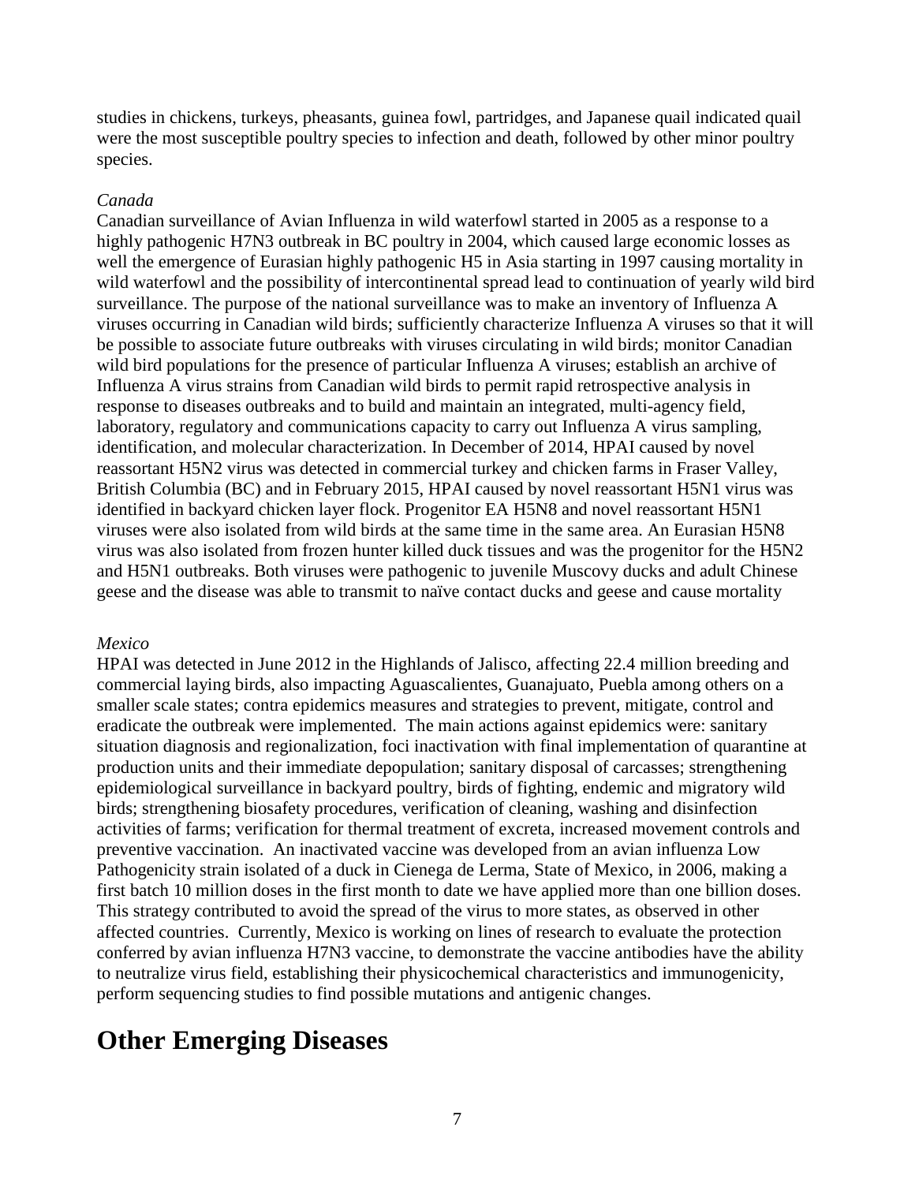studies in chickens, turkeys, pheasants, guinea fowl, partridges, and Japanese quail indicated quail were the most susceptible poultry species to infection and death, followed by other minor poultry species.

*Canada*

Canadian surveillance of Avian Influenza in wild waterfowl started in 2005 as a response to a highly pathogenic H7N3 outbreak in BC poultry in 2004, which caused large economic losses as well the emergence of Eurasian highly pathogenic H5 in Asia starting in 1997 causing mortality in wild waterfowl and the possibility of intercontinental spread lead to continuation of yearly wild bird surveillance. The purpose of the national surveillance was to make an inventory of Influenza A viruses occurring in Canadian wild birds; sufficiently characterize Influenza A viruses so that it will be possible to associate future outbreaks with viruses circulating in wild birds; monitor Canadian wild bird populations for the presence of particular Influenza A viruses; establish an archive of Influenza A virus strains from Canadian wild birds to permit rapid retrospective analysis in response to diseases outbreaks and to build and maintain an integrated, multi-agency field, laboratory, regulatory and communications capacity to carry out Influenza A virus sampling, identification, and molecular characterization. In December of 2014, HPAI caused by novel reassortant H5N2 virus was detected in commercial turkey and chicken farms in Fraser Valley, British Columbia (BC) and in February 2015, HPAI caused by novel reassortant H5N1 virus was identified in backyard chicken layer flock. Progenitor EA H5N8 and novel reassortant H5N1 viruses were also isolated from wild birds at the same time in the same area. An Eurasian H5N8 virus was also isolated from frozen hunter killed duck tissues and was the progenitor for the H5N2 and H5N1 outbreaks. Both viruses were pathogenic to juvenile Muscovy ducks and adult Chinese geese and the disease was able to transmit to naïve contact ducks and geese and cause mortality

*Mexico*

HPAI was detected in June 2012 in the Highlands of Jalisco, affecting 22.4 million breeding and commercial laying birds, also impacting Aguascalientes, Guanajuato, Puebla among others on a smaller scale states; contra epidemics measures and strategies to prevent, mitigate, control and eradicate the outbreak were implemented. The main actions against epidemics were: sanitary situation diagnosis and regionalization, foci inactivation with final implementation of quarantine at production units and their immediate depopulation; sanitary disposal of carcasses; strengthening epidemiological surveillance in backyard poultry, birds of fighting, endemic and migratory wild birds; strengthening biosafety procedures, verification of cleaning, washing and disinfection activities of farms; verification for thermal treatment of excreta, increased movement controls and preventive vaccination. An inactivated vaccine was developed from an avian influenza Low Pathogenicity strain isolated of a duck in Cienega de Lerma, State of Mexico, in 2006, making a first batch 10 million doses in the first month to date we have applied more than one billion doses. This strategy contributed to avoid the spread of the virus to more states, as observed in other affected countries. Currently, Mexico is working on lines of research to evaluate the protection conferred by avian influenza H7N3 vaccine, to demonstrate the vaccine antibodies have the ability to neutralize virus field, establishing their physicochemical characteristics and immunogenicity, perform sequencing studies to find possible mutations and antigenic changes.

# Other Emerging Diseases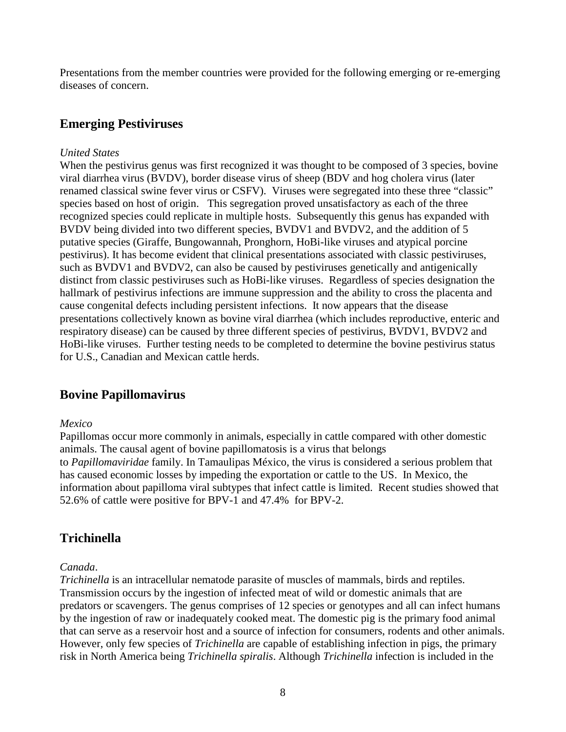Presentations from the member countries were provided for the following emerging or re-emerging diseases of concern.

## Emerging Pestiviruses

*United States*

When the pestivirus genus was first recognized it was thought to be composed of 3 species, bovine viral diarrhea virus (BVDV), border disease virus of sheep (BDV and hog cholera virus (later renamed classical swine fever virus or CSFV). Viruses were segregated into these three "classic" species based on host of origin. This segregation proved unsatisfactory as each of the three recognized species could replicate in multiple hosts. Subsequently this genus has expanded with BVDV being divided into two different species, BVDV1 and BVDV2, and the addition of 5 putative species (Giraffe, Bungowannah, Pronghorn, HoBi-like viruses and atypical porcine pestivirus). It has become evident that clinical presentations associated with classic pestiviruses, such as BVDV1 and BVDV2, can also be caused by pestiviruses genetically and antigenically distinct from classic pestiviruses such as HoBi-like viruses. Regardless of species designation the hallmark of pestivirus infections are immune suppression and the ability to cross the placenta and cause congenital defects including persistent infections. It now appears that the disease presentations collectively known as bovine viral diarrhea (which includes reproductive, enteric and respiratory disease) can be caused by three different species of pestivirus, BVDV1, BVDV2 and HoBi-like viruses. Further testing needs to be completed to determine the bovine pestivirus status for U.S., Canadian and Mexican cattle herds.

## Bovine Papillomavirus

*Mexico*

Papillomas occur more commonly in animals, especially in cattle compared with other domestic animals. The causal agent of bovine papillomatosis is a virus that belongs to *Papillomaviridae* family. In Tamaulipas México, the virus is considered a serious problem that has caused economic losses by impeding the exportation or cattle to the US. In Mexico, the information about papilloma viral subtypes that infect cattle is limited. Recent studies showed that 52.6% of cattle were positive for BPV-1 and 47.4% for BPV-2.

## Trichinella

*Canada*.

*Trichinella* is an intracellular nematode parasite of muscles of mammals, birds and reptiles. Transmission occurs by the ingestion of infected meat of wild or domestic animals that are predators or scavengers. The genus comprises of 12 species or genotypes and all can infect humans by the ingestion of raw or inadequately cooked meat. The domestic pig is the primary food animal that can serve as a reservoir host and a source of infection for consumers, rodents and other animals. However, only few species of *Trichinella* are capable of establishing infection in pigs, the primary risk in North America being *Trichinella spiralis*. Although *Trichinella* infection is included in the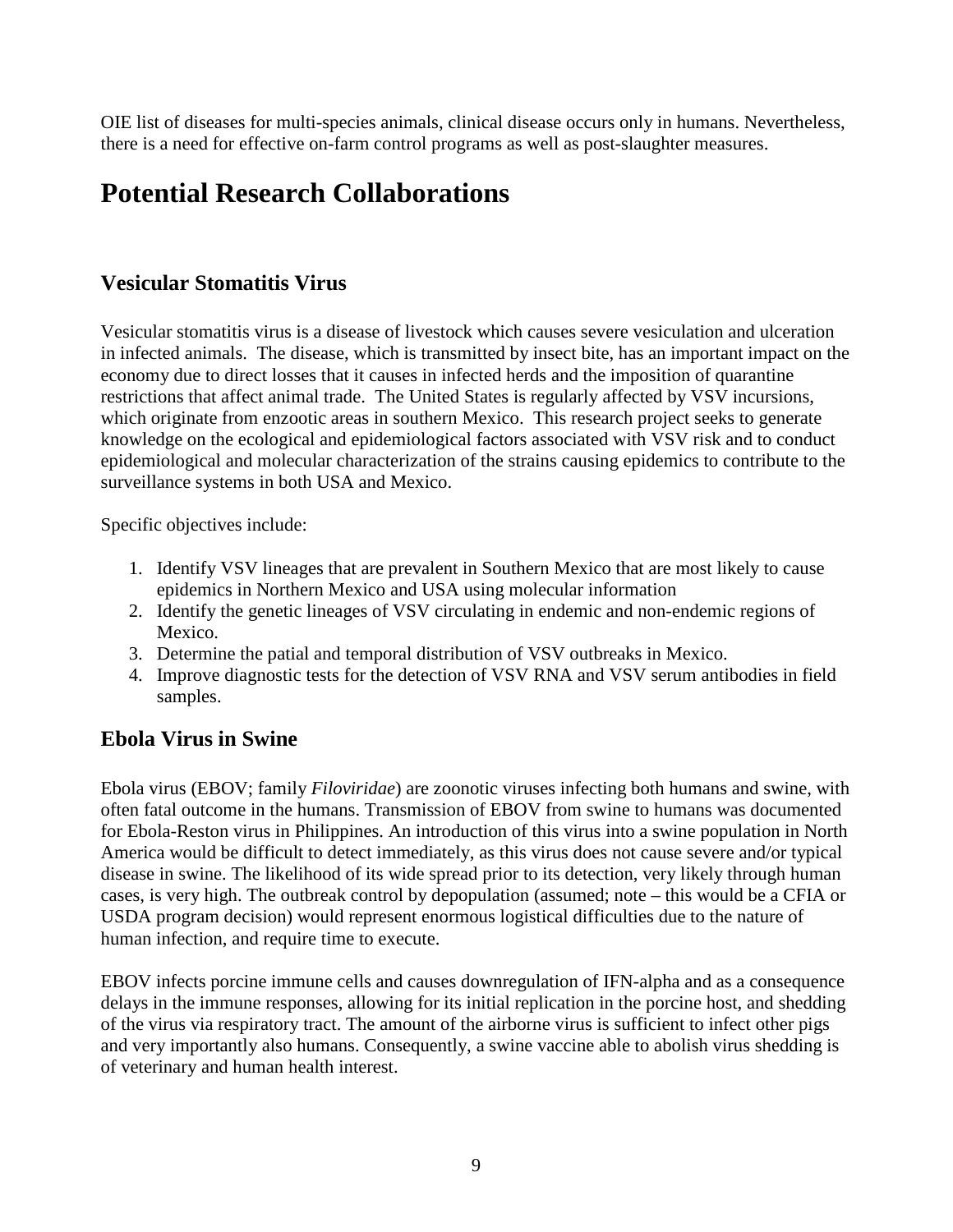OIE list of diseases for multi-species animals, clinical disease occurs only in humans. Nevertheless, there is a need for effective on-farm control programs as well as post-slaughter measures.

# Potential Research Collaborations

## Vesicular Stomatitis Virus

Vesicular stomatitis virus is a disease of livestock which causes severe vesiculation and ulceration in infected animals. The disease, which is transmitted by insect bite, has an important impact on the economy due to direct losses that it causes in infected herds and the imposition of quarantine restrictions that affect animal trade. The United States is regularly affected by VSV incursions, which originate from enzootic areas in southern Mexico. This research project seeks to generate knowledge on the ecological and epidemiological factors associated with VSV risk and to conduct epidemiological and molecular characterization of the strains causing epidemics to contribute to the surveillance systems in both USA and Mexico.

Specific objectives include:

1. Identify VSV lineages that are prevalent in Southern Mexico that are most likely to cause epidemics in Northern Mexico and USA using molecular information
2. Identify the genetic lineages of VSV circulating in endemic and non-endemic regions of Mexico.
3. Determine the patial and temporal distribution of VSV outbreaks in Mexico.
4. Improve diagnostic tests for the detection of VSV RNA and VSV serum antibodies in field samples.

## Ebola Virus in Swine

Ebola virus (EBOV; family *Filoviridae*) are zoonotic viruses infecting both humans and swine, with often fatal outcome in the humans. Transmission of EBOV from swine to humans was documented for Ebola-Reston virus in Philippines. An introduction of this virus into a swine population in North America would be difficult to detect immediately, as this virus does not cause severe and/or typical disease in swine. The likelihood of its wide spread prior to its detection, very likely through human cases, is very high. The outbreak control by depopulation (assumed; note – this would be a CFIA or USDA program decision) would represent enormous logistical difficulties due to the nature of human infection, and require time to execute.

EBOV infects porcine immune cells and causes downregulation of IFN-alpha and as a consequence delays in the immune responses, allowing for its initial replication in the porcine host, and shedding of the virus via respiratory tract. The amount of the airborne virus is sufficient to infect other pigs and very importantly also humans. Consequently, a swine vaccine able to abolish virus shedding is of veterinary and human health interest.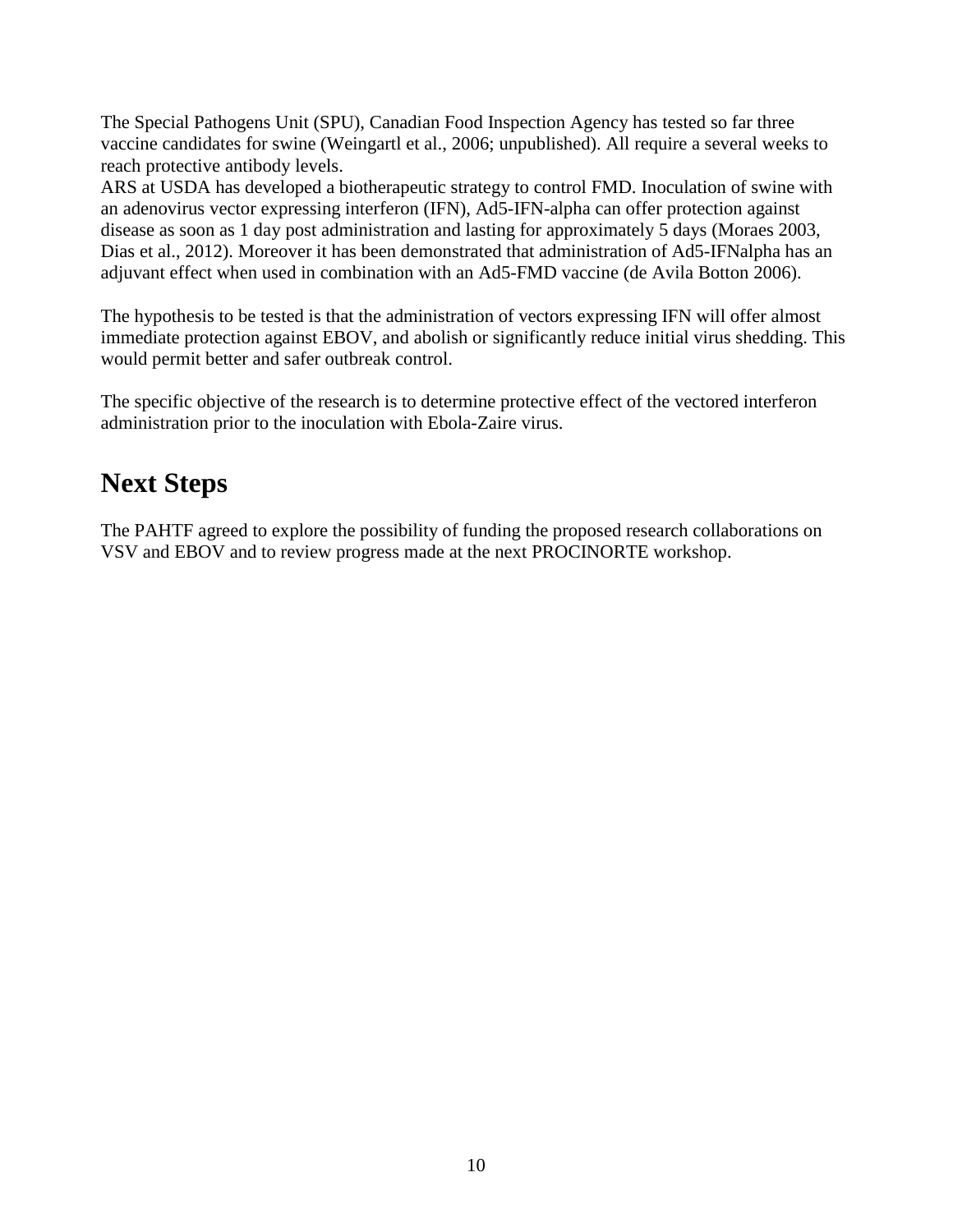The Special Pathogens Unit (SPU), Canadian Food Inspection Agency has tested so far three vaccine candidates for swine (Weingartl et al., 2006; unpublished). All require a several weeks to reach protective antibody levels.
ARS at USDA has developed a biotherapeutic strategy to control FMD. Inoculation of swine with an adenovirus vector expressing interferon (IFN), Ad5-IFN-alpha can offer protection against disease as soon as 1 day post administration and lasting for approximately 5 days (Moraes 2003, Dias et al., 2012). Moreover it has been demonstrated that administration of Ad5-IFNalpha has an adjuvant effect when used in combination with an Ad5-FMD vaccine (de Avila Botton 2006).

The hypothesis to be tested is that the administration of vectors expressing IFN will offer almost immediate protection against EBOV, and abolish or significantly reduce initial virus shedding. This would permit better and safer outbreak control.

The specific objective of the research is to determine protective effect of the vectored interferon administration prior to the inoculation with Ebola-Zaire virus.

# Next Steps

The PAHTF agreed to explore the possibility of funding the proposed research collaborations on VSV and EBOV and to review progress made at the next PROCINORTE workshop.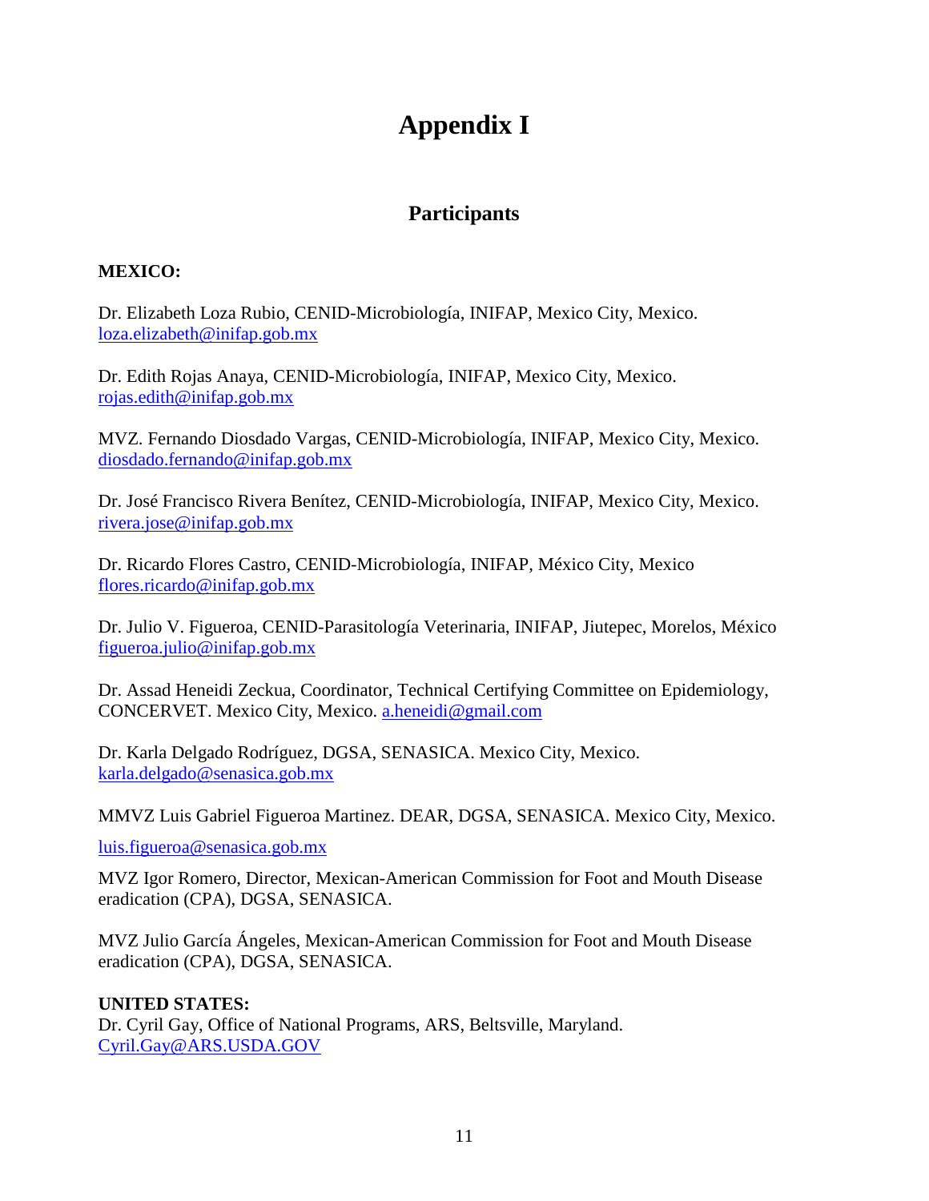# Appendix I

## Participants

**MEXICO:**

Dr. Elizabeth Loza Rubio, CENID-Microbiología, INIFAP, Mexico City, Mexico.
loza.elizabeth@inifap.gob.mx

Dr. Edith Rojas Anaya, CENID-Microbiología, INIFAP, Mexico City, Mexico.
rojas.edith@inifap.gob.mx

MVZ. Fernando Diosdado Vargas, CENID-Microbiología, INIFAP, Mexico City, Mexico.
diosdado.fernando@inifap.gob.mx

Dr. José Francisco Rivera Benítez, CENID-Microbiología, INIFAP, Mexico City, Mexico.
rivera.jose@inifap.gob.mx

Dr. Ricardo Flores Castro, CENID-Microbiología, INIFAP, México City, Mexico
flores.ricardo@inifap.gob.mx

Dr. Julio V. Figueroa, CENID-Parasitología Veterinaria, INIFAP, Jiutepec, Morelos, México
figueroa.julio@inifap.gob.mx

Dr. Assad Heneidi Zeckua, Coordinator, Technical Certifying Committee on Epidemiology, CONCERVET. Mexico City, Mexico. a.heneidi@gmail.com

Dr. Karla Delgado Rodríguez, DGSA, SENASICA. Mexico City, Mexico.
karla.delgado@senasica.gob.mx

MMVZ Luis Gabriel Figueroa Martinez. DEAR, DGSA, SENASICA. Mexico City, Mexico.

luis.figueroa@senasica.gob.mx

MVZ Igor Romero, Director, Mexican-American Commission for Foot and Mouth Disease eradication (CPA), DGSA, SENASICA.

MVZ Julio García Ángeles, Mexican-American Commission for Foot and Mouth Disease eradication (CPA), DGSA, SENASICA.

**UNITED STATES:**
Dr. Cyril Gay, Office of National Programs, ARS, Beltsville, Maryland.
Cyril.Gay@ARS.USDA.GOV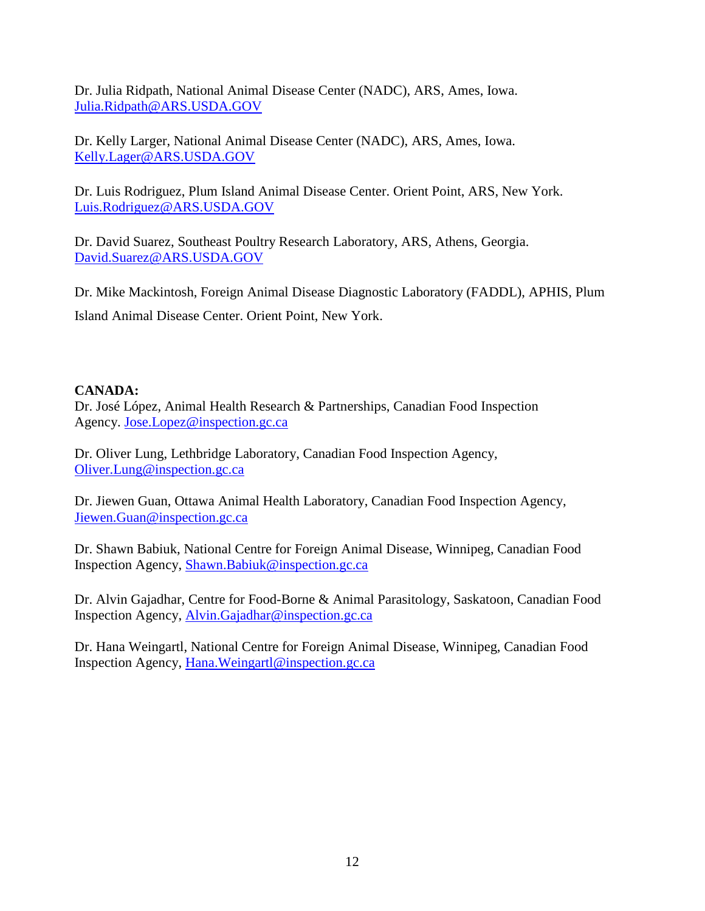Dr. Julia Ridpath, National Animal Disease Center (NADC), ARS, Ames, Iowa.
Julia.Ridpath@ARS.USDA.GOV

Dr. Kelly Larger, National Animal Disease Center (NADC), ARS, Ames, Iowa.
Kelly.Lager@ARS.USDA.GOV

Dr. Luis Rodriguez, Plum Island Animal Disease Center. Orient Point, ARS, New York.
Luis.Rodriguez@ARS.USDA.GOV

Dr. David Suarez, Southeast Poultry Research Laboratory, ARS, Athens, Georgia.
David.Suarez@ARS.USDA.GOV

Dr. Mike Mackintosh, Foreign Animal Disease Diagnostic Laboratory (FADDL), APHIS, Plum Island Animal Disease Center. Orient Point, New York.

**CANADA:**

Dr. José López, Animal Health Research & Partnerships, Canadian Food Inspection Agency. Jose.Lopez@inspection.gc.ca

Dr. Oliver Lung, Lethbridge Laboratory, Canadian Food Inspection Agency, Oliver.Lung@inspection.gc.ca

Dr. Jiewen Guan, Ottawa Animal Health Laboratory, Canadian Food Inspection Agency, Jiewen.Guan@inspection.gc.ca

Dr. Shawn Babiuk, National Centre for Foreign Animal Disease, Winnipeg, Canadian Food Inspection Agency, Shawn.Babiuk@inspection.gc.ca

Dr. Alvin Gajadhar, Centre for Food-Borne & Animal Parasitology, Saskatoon, Canadian Food Inspection Agency, Alvin.Gajadhar@inspection.gc.ca

Dr. Hana Weingartl, National Centre for Foreign Animal Disease, Winnipeg, Canadian Food Inspection Agency, Hana.Weingartl@inspection.gc.ca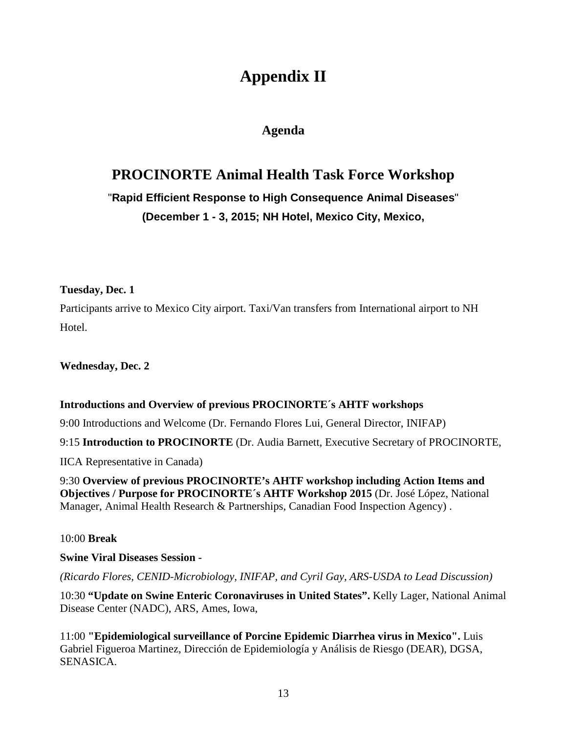# Appendix II

## Agenda

## PROCINORTE Animal Health Task Force Workshop

**"Rapid Efficient Response to High Consequence Animal Diseases"**

**(December 1 - 3, 2015; NH Hotel, Mexico City, Mexico,**

**Tuesday, Dec. 1**

Participants arrive to Mexico City airport. Taxi/Van transfers from International airport to NH Hotel.

**Wednesday, Dec. 2**

**Introductions and Overview of previous PROCINORTE´s AHTF workshops**

9:00 Introductions and Welcome (Dr. Fernando Flores Lui, General Director, INIFAP)

9:15 **Introduction to PROCINORTE** (Dr. Audia Barnett, Executive Secretary of PROCINORTE, IICA Representative in Canada)

9:30 **Overview of previous PROCINORTE's AHTF workshop including Action Items and Objectives / Purpose for PROCINORTE´s AHTF Workshop 2015** (Dr. José López, National Manager, Animal Health Research & Partnerships, Canadian Food Inspection Agency) .

10:00 **Break**

**Swine Viral Diseases Session** -

*(Ricardo Flores, CENID-Microbiology, INIFAP, and Cyril Gay, ARS-USDA to Lead Discussion)*

10:30 **"Update on Swine Enteric Coronaviruses in United States".** Kelly Lager, National Animal Disease Center (NADC), ARS, Ames, Iowa,

11:00 **"Epidemiological surveillance of Porcine Epidemic Diarrhea virus in Mexico".** Luis Gabriel Figueroa Martinez, Dirección de Epidemiología y Análisis de Riesgo (DEAR), DGSA, SENASICA.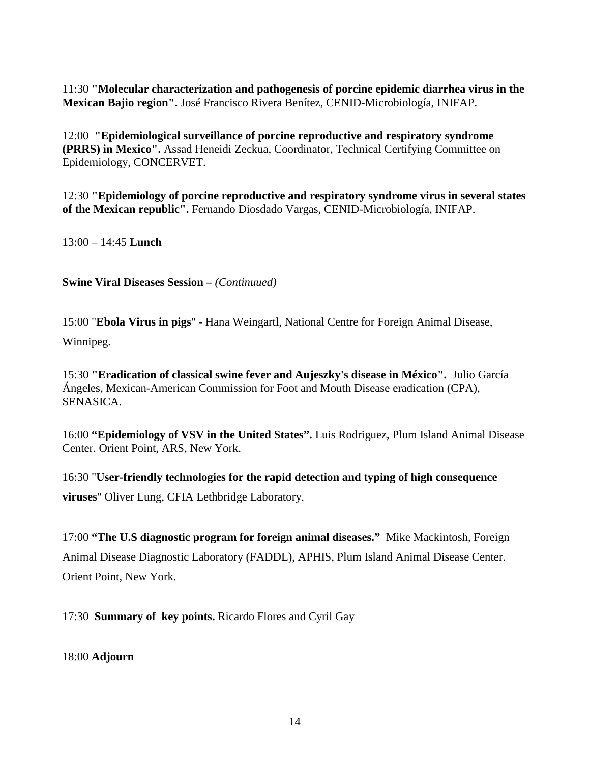11:30 **"Molecular characterization and pathogenesis of porcine epidemic diarrhea virus in the Mexican Bajio region".** José Francisco Rivera Benítez, CENID-Microbiología, INIFAP.

12:00 **"Epidemiological surveillance of porcine reproductive and respiratory syndrome (PRRS) in Mexico".** Assad Heneidi Zeckua, Coordinator, Technical Certifying Committee on Epidemiology, CONCERVET.

12:30 **"Epidemiology of porcine reproductive and respiratory syndrome virus in several states of the Mexican republic".** Fernando Diosdado Vargas, CENID-Microbiología, INIFAP.

13:00 – 14:45 **Lunch**

**Swine Viral Diseases Session –** *(Continuued)*

15:00 "**Ebola Virus in pigs**" - Hana Weingartl, National Centre for Foreign Animal Disease, Winnipeg.

15:30 **"Eradication of classical swine fever and Aujeszky's disease in México".** Julio García Ángeles, Mexican-American Commission for Foot and Mouth Disease eradication (CPA), SENASICA.

16:00 **"Epidemiology of VSV in the United States".** Luis Rodriguez, Plum Island Animal Disease Center. Orient Point, ARS, New York.

16:30 "**User-friendly technologies for the rapid detection and typing of high consequence viruses**" Oliver Lung, CFIA Lethbridge Laboratory.

17:00 **"The U.S diagnostic program for foreign animal diseases."** Mike Mackintosh, Foreign Animal Disease Diagnostic Laboratory (FADDL), APHIS, Plum Island Animal Disease Center. Orient Point, New York.

17:30 **Summary of key points.** Ricardo Flores and Cyril Gay

18:00 **Adjourn**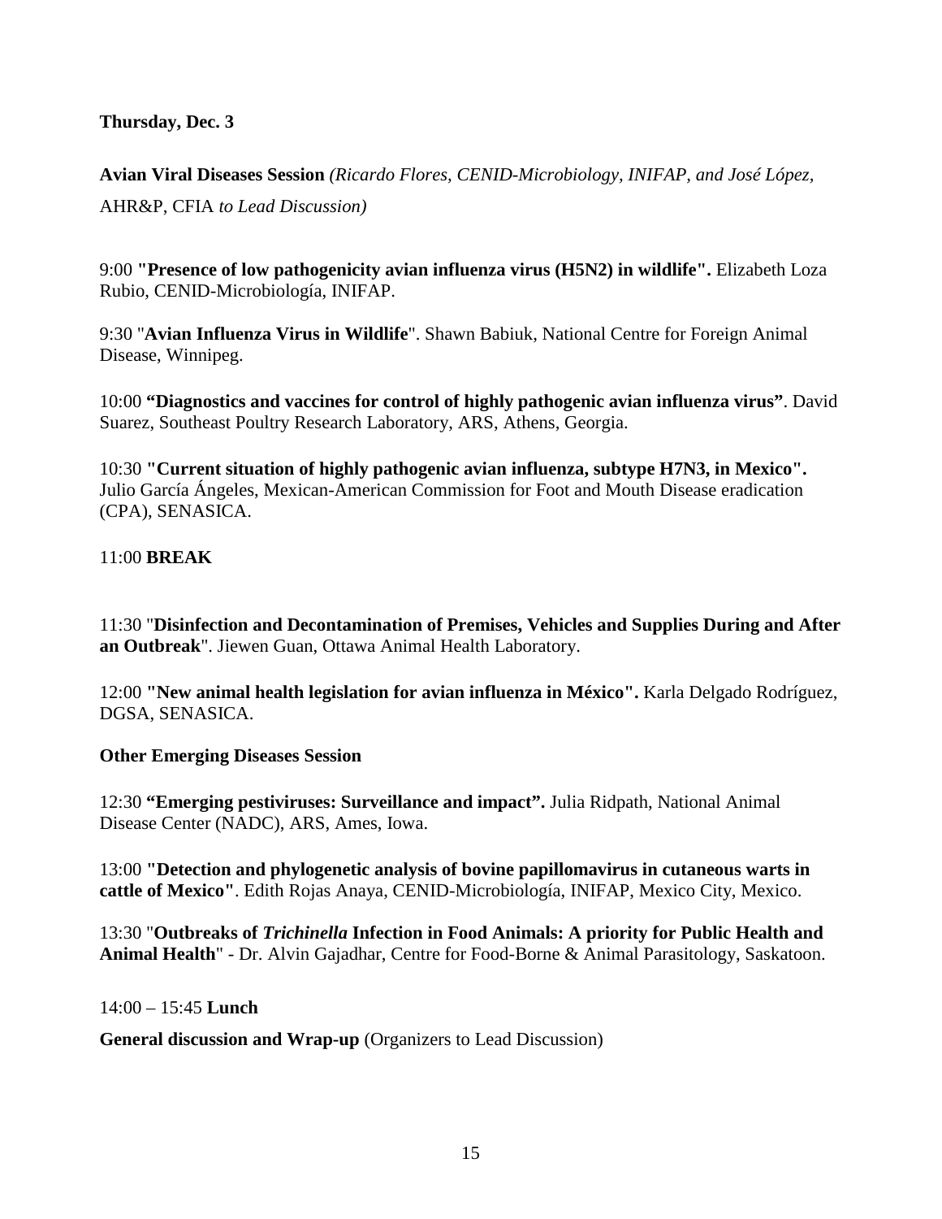**Thursday, Dec. 3**

**Avian Viral Diseases Session** *(Ricardo Flores, CENID-Microbiology, INIFAP, and José López,* AHR&P, CFIA *to Lead Discussion)*

9:00 **"Presence of low pathogenicity avian influenza virus (H5N2) in wildlife".** Elizabeth Loza Rubio, CENID-Microbiología, INIFAP.

9:30 "**Avian Influenza Virus in Wildlife**". Shawn Babiuk, National Centre for Foreign Animal Disease, Winnipeg.

10:00 **"Diagnostics and vaccines for control of highly pathogenic avian influenza virus"**. David Suarez, Southeast Poultry Research Laboratory, ARS, Athens, Georgia.

10:30 **"Current situation of highly pathogenic avian influenza, subtype H7N3, in Mexico".** Julio García Ángeles, Mexican-American Commission for Foot and Mouth Disease eradication (CPA), SENASICA.

11:00 **BREAK**

11:30 "**Disinfection and Decontamination of Premises, Vehicles and Supplies During and After an Outbreak**". Jiewen Guan, Ottawa Animal Health Laboratory.

12:00 **"New animal health legislation for avian influenza in México".** Karla Delgado Rodríguez, DGSA, SENASICA.

**Other Emerging Diseases Session**

12:30 **"Emerging pestiviruses: Surveillance and impact".** Julia Ridpath, National Animal Disease Center (NADC), ARS, Ames, Iowa.

13:00 **"Detection and phylogenetic analysis of bovine papillomavirus in cutaneous warts in cattle of Mexico"**. Edith Rojas Anaya, CENID-Microbiología, INIFAP, Mexico City, Mexico.

13:30 "**Outbreaks of *Trichinella* Infection in Food Animals: A priority for Public Health and Animal Health**" - Dr. Alvin Gajadhar, Centre for Food-Borne & Animal Parasitology, Saskatoon.

14:00 – 15:45 **Lunch**

**General discussion and Wrap-up** (Organizers to Lead Discussion)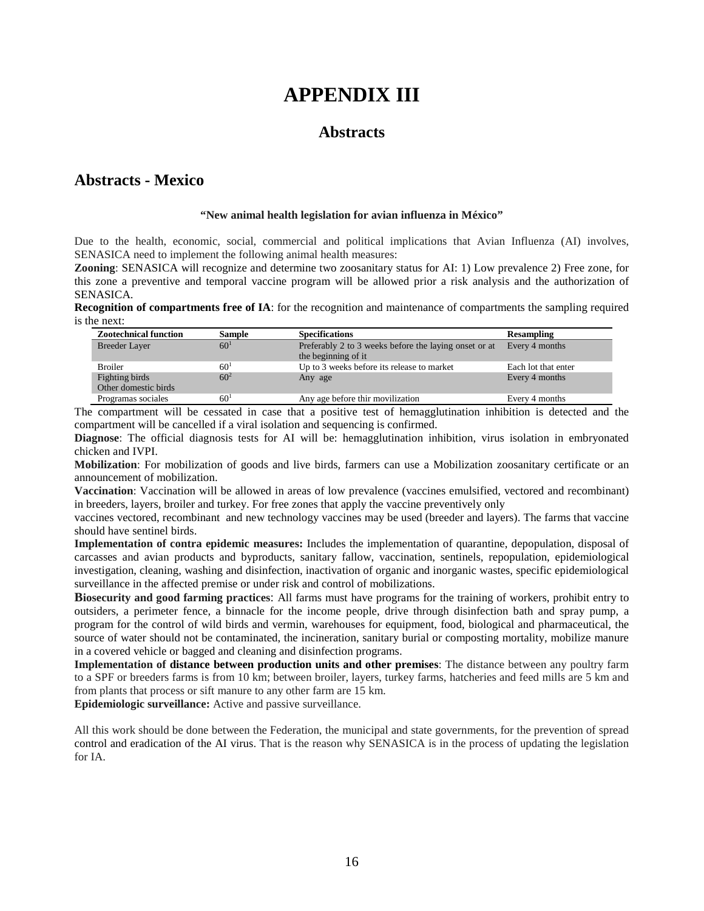# APPENDIX III

## Abstracts

## Abstracts - Mexico

**"New animal health legislation for avian influenza in México"**

Due to the health, economic, social, commercial and political implications that Avian Influenza (AI) involves, SENASICA need to implement the following animal health measures:

**Zooning**: SENASICA will recognize and determine two zoosanitary status for AI: 1) Low prevalence 2) Free zone, for this zone a preventive and temporal vaccine program will be allowed prior a risk analysis and the authorization of SENASICA.

**Recognition of compartments free of IA**: for the recognition and maintenance of compartments the sampling required is the next:

| Zootechnical function | Sample | Specifications | Resampling |
|---|---|---|---|
| Breeder Layer | 60[1] | Preferably 2 to 3 weeks before the laying onset or at the beginning of it | Every 4 months |
| Broiler | 60[1] | Up to 3 weeks before its release to market | Each lot that enter |
| Fighting birds Other domestic birds | 60[2] | Any age | Every 4 months |
| Programas sociales | 60[1] | Any age before thir movilization | Every 4 months |

The compartment will be cessated in case that a positive test of hemagglutination inhibition is detected and the compartment will be cancelled if a viral isolation and sequencing is confirmed.

**Diagnose**: The official diagnosis tests for AI will be: hemagglutination inhibition, virus isolation in embryonated chicken and IVPI.

**Mobilization**: For mobilization of goods and live birds, farmers can use a Mobilization zoosanitary certificate or an announcement of mobilization.

**Vaccination**: Vaccination will be allowed in areas of low prevalence (vaccines emulsified, vectored and recombinant) in breeders, layers, broiler and turkey. For free zones that apply the vaccine preventively only vaccines vectored, recombinant and new technology vaccines may be used (breeder and layers). The farms that vaccine should have sentinel birds.

**Implementation of contra epidemic measures:** Includes the implementation of quarantine, depopulation, disposal of carcasses and avian products and byproducts, sanitary fallow, vaccination, sentinels, repopulation, epidemiological investigation, cleaning, washing and disinfection, inactivation of organic and inorganic wastes, specific epidemiological surveillance in the affected premise or under risk and control of mobilizations.

**Biosecurity and good farming practices**: All farms must have programs for the training of workers, prohibit entry to outsiders, a perimeter fence, a binnacle for the income people, drive through disinfection bath and spray pump, a program for the control of wild birds and vermin, warehouses for equipment, food, biological and pharmaceutical, the source of water should not be contaminated, the incineration, sanitary burial or composting mortality, mobilize manure in a covered vehicle or bagged and cleaning and disinfection programs.

**Implementation of distance between production units and other premises**: The distance between any poultry farm to a SPF or breeders farms is from 10 km; between broiler, layers, turkey farms, hatcheries and feed mills are 5 km and from plants that process or sift manure to any other farm are 15 km.

**Epidemiologic surveillance:** Active and passive surveillance.

All this work should be done between the Federation, the municipal and state governments, for the prevention of spread control and eradication of the AI virus. That is the reason why SENASICA is in the process of updating the legislation for IA.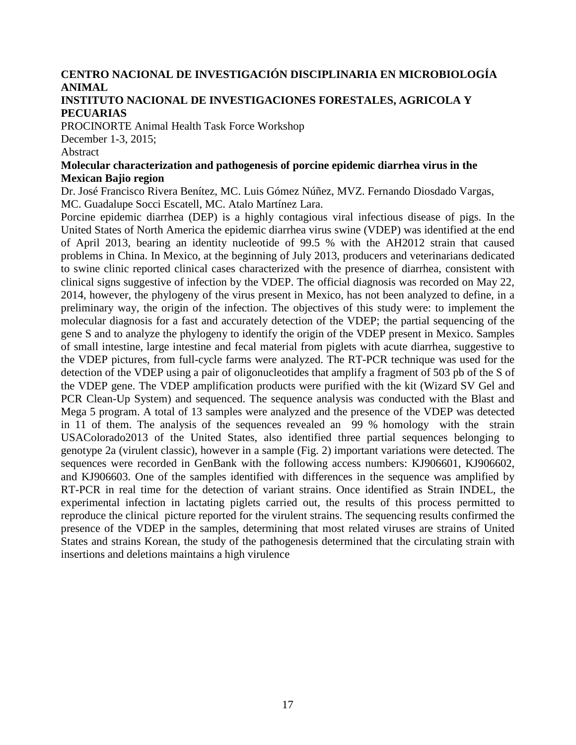**CENTRO NACIONAL DE INVESTIGACIÓN DISCIPLINARIA EN MICROBIOLOGÍA ANIMAL**

**INSTITUTO NACIONAL DE INVESTIGACIONES FORESTALES, AGRICOLA Y PECUARIAS**

PROCINORTE Animal Health Task Force Workshop

December 1-3, 2015;

Abstract

**Molecular characterization and pathogenesis of porcine epidemic diarrhea virus in the Mexican Bajio region**

Dr. José Francisco Rivera Benítez, MC. Luis Gómez Núñez, MVZ. Fernando Diosdado Vargas, MC. Guadalupe Socci Escatell, MC. Atalo Martínez Lara.

Porcine epidemic diarrhea (DEP) is a highly contagious viral infectious disease of pigs. In the United States of North America the epidemic diarrhea virus swine (VDEP) was identified at the end of April 2013, bearing an identity nucleotide of 99.5 % with the AH2012 strain that caused problems in China. In Mexico, at the beginning of July 2013, producers and veterinarians dedicated to swine clinic reported clinical cases characterized with the presence of diarrhea, consistent with clinical signs suggestive of infection by the VDEP. The official diagnosis was recorded on May 22, 2014, however, the phylogeny of the virus present in Mexico, has not been analyzed to define, in a preliminary way, the origin of the infection. The objectives of this study were: to implement the molecular diagnosis for a fast and accurately detection of the VDEP; the partial sequencing of the gene S and to analyze the phylogeny to identify the origin of the VDEP present in Mexico. Samples of small intestine, large intestine and fecal material from piglets with acute diarrhea, suggestive to the VDEP pictures, from full-cycle farms were analyzed. The RT-PCR technique was used for the detection of the VDEP using a pair of oligonucleotides that amplify a fragment of 503 pb of the S of the VDEP gene. The VDEP amplification products were purified with the kit (Wizard SV Gel and PCR Clean-Up System) and sequenced. The sequence analysis was conducted with the Blast and Mega 5 program. A total of 13 samples were analyzed and the presence of the VDEP was detected in 11 of them. The analysis of the sequences revealed an 99 % homology with the strain USAColorado2013 of the United States, also identified three partial sequences belonging to genotype 2a (virulent classic), however in a sample (Fig. 2) important variations were detected. The sequences were recorded in GenBank with the following access numbers: KJ906601, KJ906602, and KJ906603. One of the samples identified with differences in the sequence was amplified by RT-PCR in real time for the detection of variant strains. Once identified as Strain INDEL, the experimental infection in lactating piglets carried out, the results of this process permitted to reproduce the clinical picture reported for the virulent strains. The sequencing results confirmed the presence of the VDEP in the samples, determining that most related viruses are strains of United States and strains Korean, the study of the pathogenesis determined that the circulating strain with insertions and deletions maintains a high virulence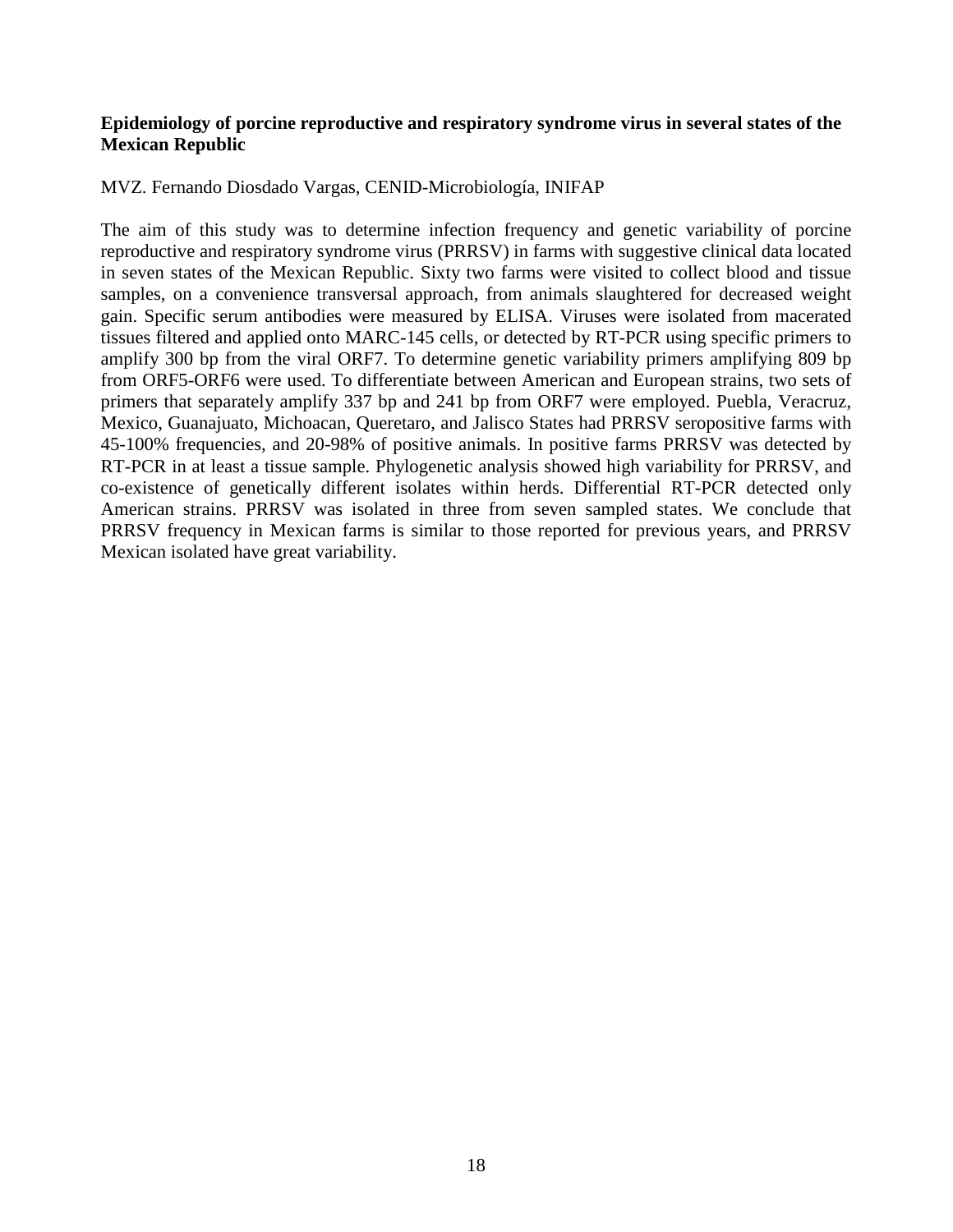**Epidemiology of porcine reproductive and respiratory syndrome virus in several states of the Mexican Republic**

MVZ. Fernando Diosdado Vargas, CENID-Microbiología, INIFAP

The aim of this study was to determine infection frequency and genetic variability of porcine reproductive and respiratory syndrome virus (PRRSV) in farms with suggestive clinical data located in seven states of the Mexican Republic. Sixty two farms were visited to collect blood and tissue samples, on a convenience transversal approach, from animals slaughtered for decreased weight gain. Specific serum antibodies were measured by ELISA. Viruses were isolated from macerated tissues filtered and applied onto MARC-145 cells, or detected by RT-PCR using specific primers to amplify 300 bp from the viral ORF7. To determine genetic variability primers amplifying 809 bp from ORF5-ORF6 were used. To differentiate between American and European strains, two sets of primers that separately amplify 337 bp and 241 bp from ORF7 were employed. Puebla, Veracruz, Mexico, Guanajuato, Michoacan, Queretaro, and Jalisco States had PRRSV seropositive farms with 45-100% frequencies, and 20-98% of positive animals. In positive farms PRRSV was detected by RT-PCR in at least a tissue sample. Phylogenetic analysis showed high variability for PRRSV, and co-existence of genetically different isolates within herds. Differential RT-PCR detected only American strains. PRRSV was isolated in three from seven sampled states. We conclude that PRRSV frequency in Mexican farms is similar to those reported for previous years, and PRRSV Mexican isolated have great variability.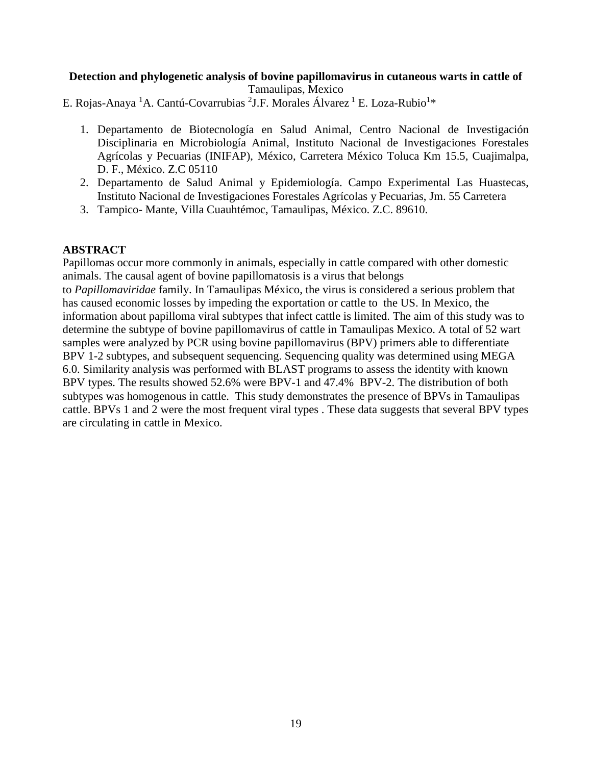**Detection and phylogenetic analysis of bovine papillomavirus in cutaneous warts in cattle of** Tamaulipas, Mexico

E. Rojas-Anaya [1] A. Cantú-Covarrubias [2] J.F. Morales Álvarez [1] E. Loza-Rubio[1]*

1. Departamento de Biotecnología en Salud Animal, Centro Nacional de Investigación Disciplinaria en Microbiología Animal, Instituto Nacional de Investigaciones Forestales Agrícolas y Pecuarias (INIFAP), México, Carretera México Toluca Km 15.5, Cuajimalpa, D. F., México. Z.C 05110
2. Departamento de Salud Animal y Epidemiología. Campo Experimental Las Huastecas, Instituto Nacional de Investigaciones Forestales Agrícolas y Pecuarias, Jm. 55 Carretera
3. Tampico- Mante, Villa Cuauhtémoc, Tamaulipas, México. Z.C. 89610.

**ABSTRACT**

Papillomas occur more commonly in animals, especially in cattle compared with other domestic animals. The causal agent of bovine papillomatosis is a virus that belongs to *Papillomaviridae* family. In Tamaulipas México, the virus is considered a serious problem that has caused economic losses by impeding the exportation or cattle to the US. In Mexico, the information about papilloma viral subtypes that infect cattle is limited. The aim of this study was to determine the subtype of bovine papillomavirus of cattle in Tamaulipas Mexico. A total of 52 wart samples were analyzed by PCR using bovine papillomavirus (BPV) primers able to differentiate BPV 1-2 subtypes, and subsequent sequencing. Sequencing quality was determined using MEGA 6.0. Similarity analysis was performed with BLAST programs to assess the identity with known BPV types. The results showed 52.6% were BPV-1 and 47.4% BPV-2. The distribution of both subtypes was homogenous in cattle. This study demonstrates the presence of BPVs in Tamaulipas cattle. BPVs 1 and 2 were the most frequent viral types . These data suggests that several BPV types are circulating in cattle in Mexico.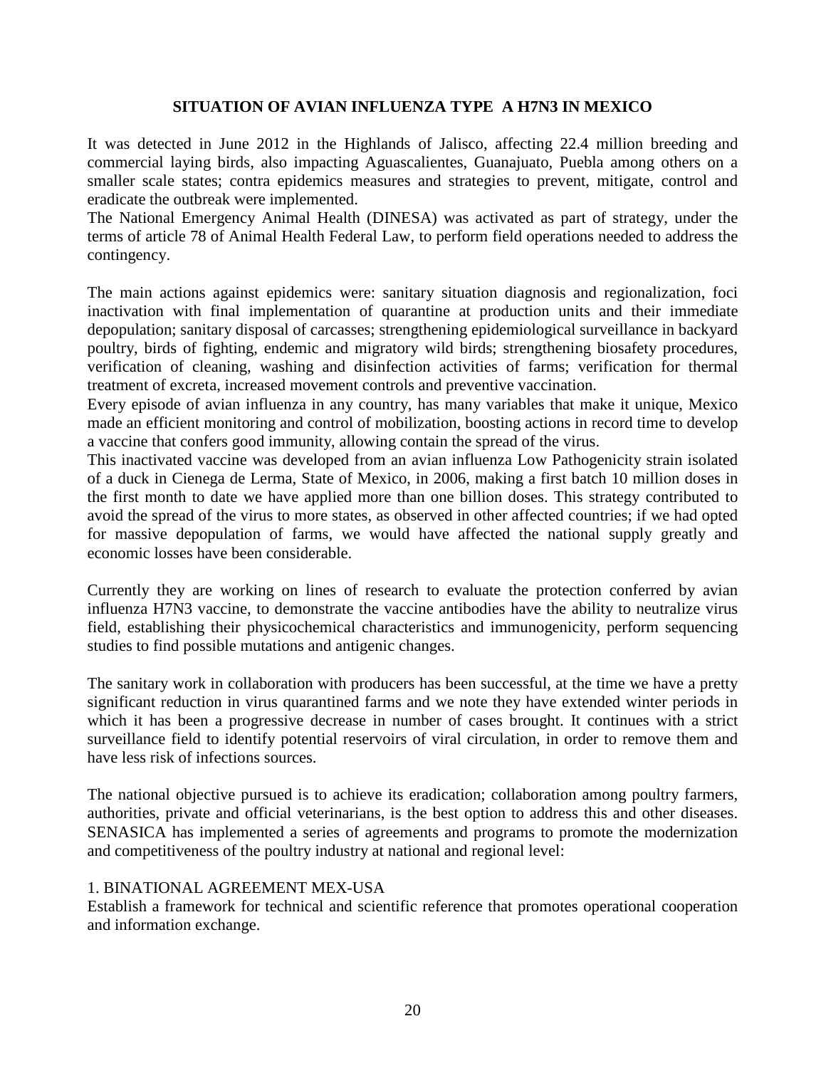## SITUATION OF AVIAN INFLUENZA TYPE A H7N3 IN MEXICO

It was detected in June 2012 in the Highlands of Jalisco, affecting 22.4 million breeding and commercial laying birds, also impacting Aguascalientes, Guanajuato, Puebla among others on a smaller scale states; contra epidemics measures and strategies to prevent, mitigate, control and eradicate the outbreak were implemented.

The National Emergency Animal Health (DINESA) was activated as part of strategy, under the terms of article 78 of Animal Health Federal Law, to perform field operations needed to address the contingency.

The main actions against epidemics were: sanitary situation diagnosis and regionalization, foci inactivation with final implementation of quarantine at production units and their immediate depopulation; sanitary disposal of carcasses; strengthening epidemiological surveillance in backyard poultry, birds of fighting, endemic and migratory wild birds; strengthening biosafety procedures, verification of cleaning, washing and disinfection activities of farms; verification for thermal treatment of excreta, increased movement controls and preventive vaccination.

Every episode of avian influenza in any country, has many variables that make it unique, Mexico made an efficient monitoring and control of mobilization, boosting actions in record time to develop a vaccine that confers good immunity, allowing contain the spread of the virus.

This inactivated vaccine was developed from an avian influenza Low Pathogenicity strain isolated of a duck in Cienega de Lerma, State of Mexico, in 2006, making a first batch 10 million doses in the first month to date we have applied more than one billion doses. This strategy contributed to avoid the spread of the virus to more states, as observed in other affected countries; if we had opted for massive depopulation of farms, we would have affected the national supply greatly and economic losses have been considerable.

Currently they are working on lines of research to evaluate the protection conferred by avian influenza H7N3 vaccine, to demonstrate the vaccine antibodies have the ability to neutralize virus field, establishing their physicochemical characteristics and immunogenicity, perform sequencing studies to find possible mutations and antigenic changes.

The sanitary work in collaboration with producers has been successful, at the time we have a pretty significant reduction in virus quarantined farms and we note they have extended winter periods in which it has been a progressive decrease in number of cases brought. It continues with a strict surveillance field to identify potential reservoirs of viral circulation, in order to remove them and have less risk of infections sources.

The national objective pursued is to achieve its eradication; collaboration among poultry farmers, authorities, private and official veterinarians, is the best option to address this and other diseases. SENASICA has implemented a series of agreements and programs to promote the modernization and competitiveness of the poultry industry at national and regional level:

1. BINATIONAL AGREEMENT MEX-USA

Establish a framework for technical and scientific reference that promotes operational cooperation and information exchange.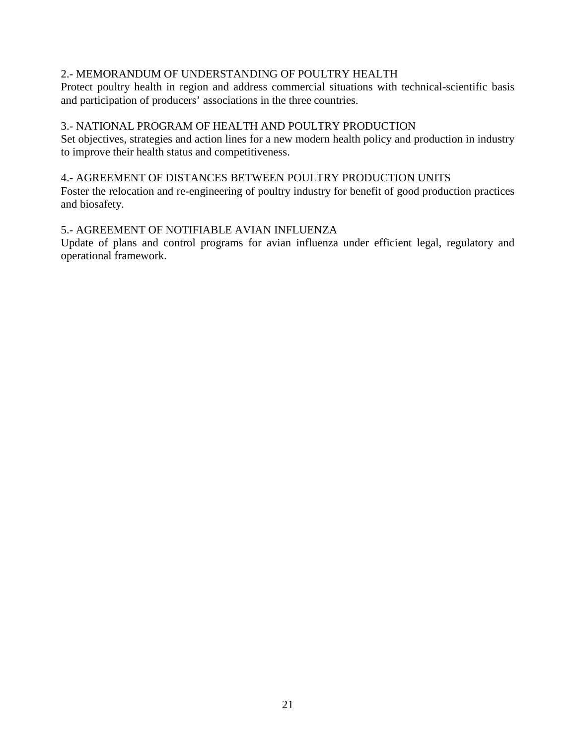2.- MEMORANDUM OF UNDERSTANDING OF POULTRY HEALTH

Protect poultry health in region and address commercial situations with technical-scientific basis and participation of producers' associations in the three countries.

3.- NATIONAL PROGRAM OF HEALTH AND POULTRY PRODUCTION

Set objectives, strategies and action lines for a new modern health policy and production in industry to improve their health status and competitiveness.

4.- AGREEMENT OF DISTANCES BETWEEN POULTRY PRODUCTION UNITS

Foster the relocation and re-engineering of poultry industry for benefit of good production practices and biosafety.

5.- AGREEMENT OF NOTIFIABLE AVIAN INFLUENZA

Update of plans and control programs for avian influenza under efficient legal, regulatory and operational framework.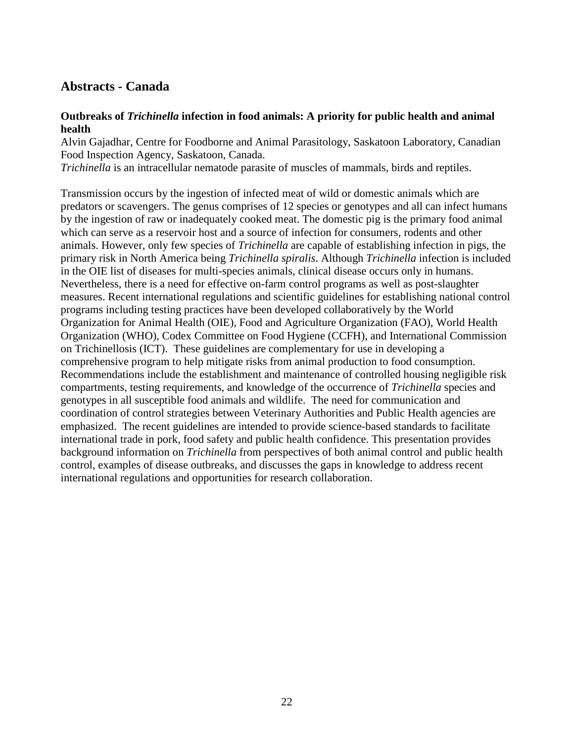## Abstracts - Canada

### Outbreaks of *Trichinella* infection in food animals: A priority for public health and animal health

Alvin Gajadhar, Centre for Foodborne and Animal Parasitology, Saskatoon Laboratory, Canadian Food Inspection Agency, Saskatoon, Canada.

*Trichinella* is an intracellular nematode parasite of muscles of mammals, birds and reptiles.

Transmission occurs by the ingestion of infected meat of wild or domestic animals which are predators or scavengers. The genus comprises of 12 species or genotypes and all can infect humans by the ingestion of raw or inadequately cooked meat. The domestic pig is the primary food animal which can serve as a reservoir host and a source of infection for consumers, rodents and other animals. However, only few species of *Trichinella* are capable of establishing infection in pigs, the primary risk in North America being *Trichinella spiralis*. Although *Trichinella* infection is included in the OIE list of diseases for multi-species animals, clinical disease occurs only in humans. Nevertheless, there is a need for effective on-farm control programs as well as post-slaughter measures. Recent international regulations and scientific guidelines for establishing national control programs including testing practices have been developed collaboratively by the World Organization for Animal Health (OIE), Food and Agriculture Organization (FAO), World Health Organization (WHO), Codex Committee on Food Hygiene (CCFH), and International Commission on Trichinellosis (ICT). These guidelines are complementary for use in developing a comprehensive program to help mitigate risks from animal production to food consumption. Recommendations include the establishment and maintenance of controlled housing negligible risk compartments, testing requirements, and knowledge of the occurrence of *Trichinella* species and genotypes in all susceptible food animals and wildlife. The need for communication and coordination of control strategies between Veterinary Authorities and Public Health agencies are emphasized. The recent guidelines are intended to provide science-based standards to facilitate international trade in pork, food safety and public health confidence. This presentation provides background information on *Trichinella* from perspectives of both animal control and public health control, examples of disease outbreaks, and discusses the gaps in knowledge to address recent international regulations and opportunities for research collaboration.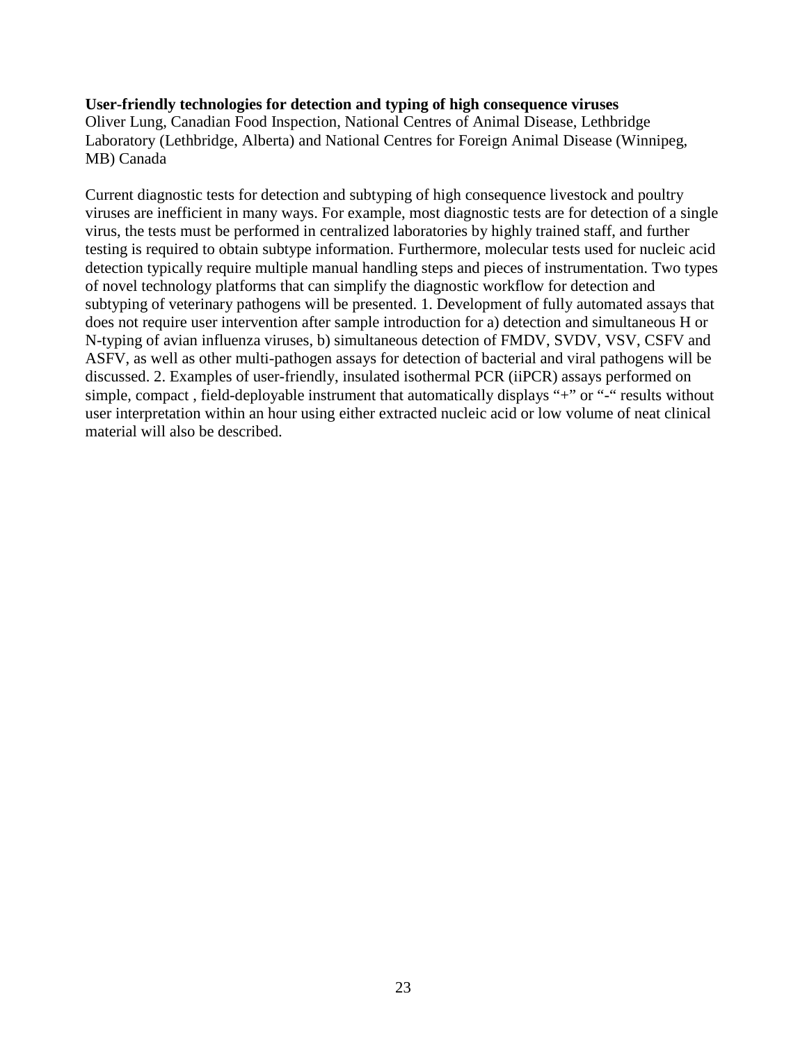**User-friendly technologies for detection and typing of high consequence viruses**

Oliver Lung, Canadian Food Inspection, National Centres of Animal Disease, Lethbridge Laboratory (Lethbridge, Alberta) and National Centres for Foreign Animal Disease (Winnipeg, MB) Canada

Current diagnostic tests for detection and subtyping of high consequence livestock and poultry viruses are inefficient in many ways. For example, most diagnostic tests are for detection of a single virus, the tests must be performed in centralized laboratories by highly trained staff, and further testing is required to obtain subtype information. Furthermore, molecular tests used for nucleic acid detection typically require multiple manual handling steps and pieces of instrumentation. Two types of novel technology platforms that can simplify the diagnostic workflow for detection and subtyping of veterinary pathogens will be presented. 1. Development of fully automated assays that does not require user intervention after sample introduction for a) detection and simultaneous H or N-typing of avian influenza viruses, b) simultaneous detection of FMDV, SVDV, VSV, CSFV and ASFV, as well as other multi-pathogen assays for detection of bacterial and viral pathogens will be discussed. 2. Examples of user-friendly, insulated isothermal PCR (iiPCR) assays performed on simple, compact , field-deployable instrument that automatically displays "+" or "-" results without user interpretation within an hour using either extracted nucleic acid or low volume of neat clinical material will also be described.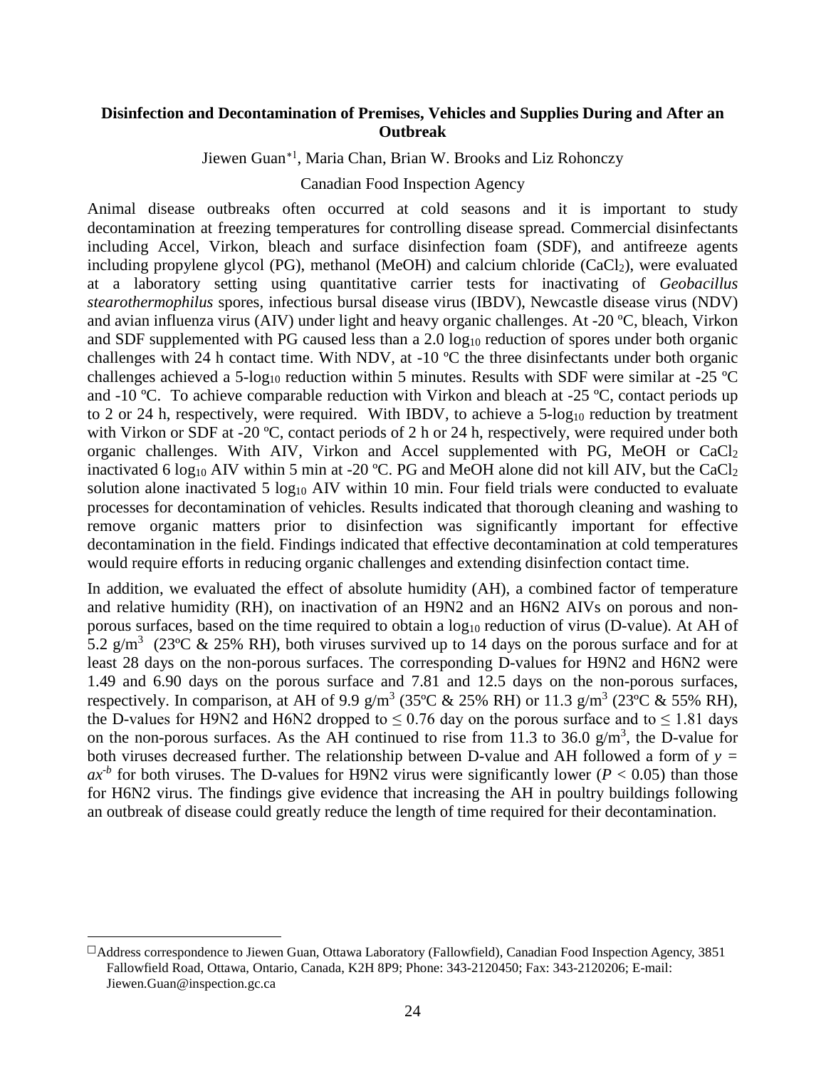**Disinfection and Decontamination of Premises, Vehicles and Supplies During and After an Outbreak**

Jiewen Guan*[1], Maria Chan, Brian W. Brooks and Liz Rohonczy

Canadian Food Inspection Agency

Animal disease outbreaks often occurred at cold seasons and it is important to study decontamination at freezing temperatures for controlling disease spread. Commercial disinfectants including Accel, Virkon, bleach and surface disinfection foam (SDF), and antifreeze agents including propylene glycol (PG), methanol (MeOH) and calcium chloride ($CaCl_2$), were evaluated at a laboratory setting using quantitative carrier tests for inactivating of *Geobacillus stearothermophilus* spores, infectious bursal disease virus (IBDV), Newcastle disease virus (NDV) and avian influenza virus (AIV) under light and heavy organic challenges. At -20 ºC, bleach, Virkon and SDF supplemented with PG caused less than a 2.0 $\log_{10}$ reduction of spores under both organic challenges with 24 h contact time. With NDV, at -10 ºC the three disinfectants under both organic challenges achieved a 5-$\log_{10}$ reduction within 5 minutes. Results with SDF were similar at -25 ºC and -10 ºC. To achieve comparable reduction with Virkon and bleach at -25 ºC, contact periods up to 2 or 24 h, respectively, were required. With IBDV, to achieve a 5-$\log_{10}$ reduction by treatment with Virkon or SDF at -20 ºC, contact periods of 2 h or 24 h, respectively, were required under both organic challenges. With AIV, Virkon and Accel supplemented with PG, MeOH or $CaCl_2$ inactivated 6 $\log_{10}$ AIV within 5 min at -20 ºC. PG and MeOH alone did not kill AIV, but the $CaCl_2$ solution alone inactivated 5 $\log_{10}$ AIV within 10 min. Four field trials were conducted to evaluate processes for decontamination of vehicles. Results indicated that thorough cleaning and washing to remove organic matters prior to disinfection was significantly important for effective decontamination in the field. Findings indicated that effective decontamination at cold temperatures would require efforts in reducing organic challenges and extending disinfection contact time.

In addition, we evaluated the effect of absolute humidity (AH), a combined factor of temperature and relative humidity (RH), on inactivation of an H9N2 and an H6N2 AIVs on porous and non-porous surfaces, based on the time required to obtain a $\log_{10}$ reduction of virus (D-value). At AH of 5.2 $g/m^3$ (23ºC & 25% RH), both viruses survived up to 14 days on the porous surface and for at least 28 days on the non-porous surfaces. The corresponding D-values for H9N2 and H6N2 were 1.49 and 6.90 days on the porous surface and 7.81 and 12.5 days on the non-porous surfaces, respectively. In comparison, at AH of 9.9 $g/m^3$ (35ºC & 25% RH) or 11.3 $g/m^3$ (23ºC & 55% RH), the D-values for H9N2 and H6N2 dropped to $\leq$ 0.76 day on the porous surface and to $\leq$ 1.81 days on the non-porous surfaces. As the AH continued to rise from 11.3 to 36.0 $g/m^3$, the D-value for both viruses decreased further. The relationship between D-value and AH followed a form of $y = ax^{-b}$ for both viruses. The D-values for H9N2 virus were significantly lower ($P < 0.05$) than those for H6N2 virus. The findings give evidence that increasing the AH in poultry buildings following an outbreak of disease could greatly reduce the length of time required for their decontamination.

---

[1] Address correspondence to Jiewen Guan, Ottawa Laboratory (Fallowfield), Canadian Food Inspection Agency, 3851 Fallowfield Road, Ottawa, Ontario, Canada, K2H 8P9; Phone: 343-2120450; Fax: 343-2120206; E-mail: Jiewen.Guan@inspection.gc.ca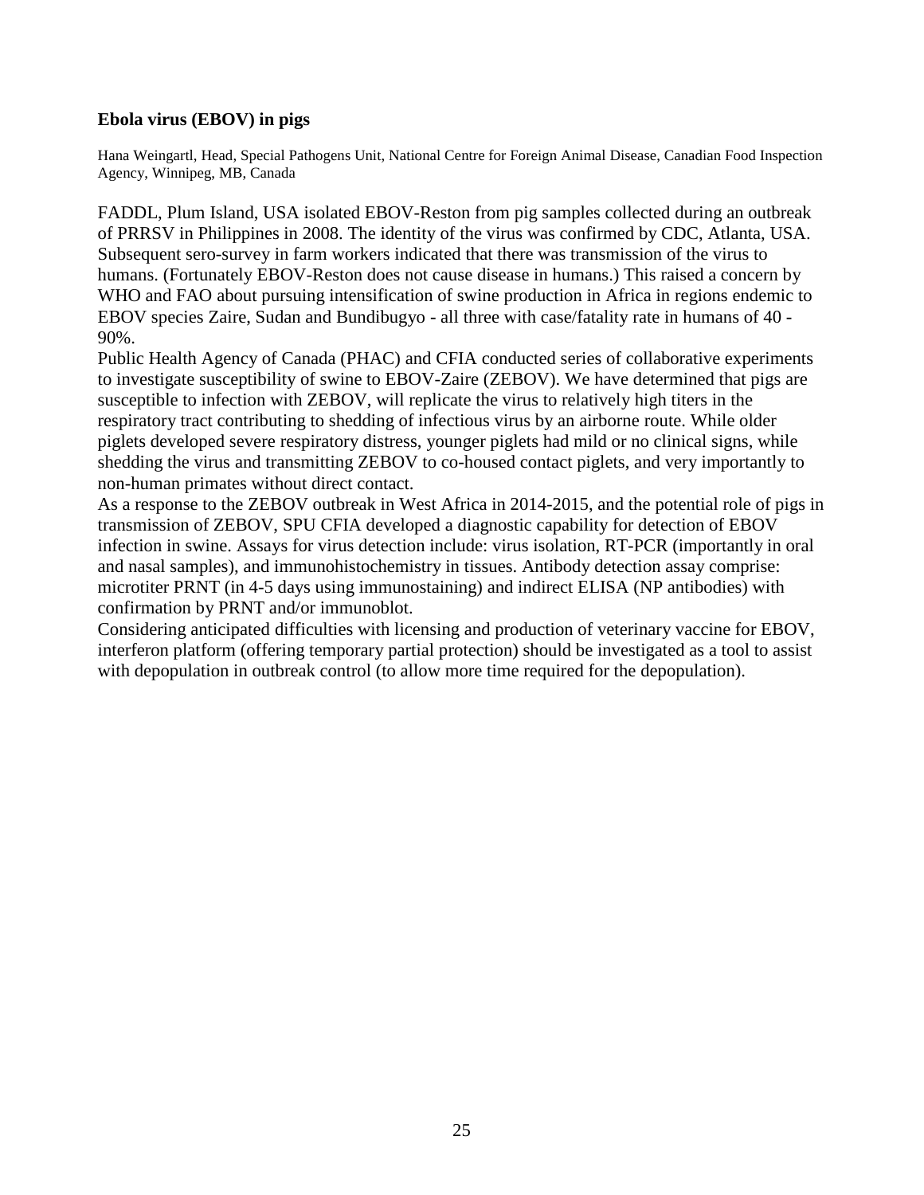### Ebola virus (EBOV) in pigs

Hana Weingartl, Head, Special Pathogens Unit, National Centre for Foreign Animal Disease, Canadian Food Inspection Agency, Winnipeg, MB, Canada

FADDL, Plum Island, USA isolated EBOV-Reston from pig samples collected during an outbreak of PRRSV in Philippines in 2008. The identity of the virus was confirmed by CDC, Atlanta, USA. Subsequent sero-survey in farm workers indicated that there was transmission of the virus to humans. (Fortunately EBOV-Reston does not cause disease in humans.) This raised a concern by WHO and FAO about pursuing intensification of swine production in Africa in regions endemic to EBOV species Zaire, Sudan and Bundibugyo - all three with case/fatality rate in humans of 40 - 90%.

Public Health Agency of Canada (PHAC) and CFIA conducted series of collaborative experiments to investigate susceptibility of swine to EBOV-Zaire (ZEBOV). We have determined that pigs are susceptible to infection with ZEBOV, will replicate the virus to relatively high titers in the respiratory tract contributing to shedding of infectious virus by an airborne route. While older piglets developed severe respiratory distress, younger piglets had mild or no clinical signs, while shedding the virus and transmitting ZEBOV to co-housed contact piglets, and very importantly to non-human primates without direct contact.

As a response to the ZEBOV outbreak in West Africa in 2014-2015, and the potential role of pigs in transmission of ZEBOV, SPU CFIA developed a diagnostic capability for detection of EBOV infection in swine. Assays for virus detection include: virus isolation, RT-PCR (importantly in oral and nasal samples), and immunohistochemistry in tissues. Antibody detection assay comprise: microtiter PRNT (in 4-5 days using immunostaining) and indirect ELISA (NP antibodies) with confirmation by PRNT and/or immunoblot.

Considering anticipated difficulties with licensing and production of veterinary vaccine for EBOV, interferon platform (offering temporary partial protection) should be investigated as a tool to assist with depopulation in outbreak control (to allow more time required for the depopulation).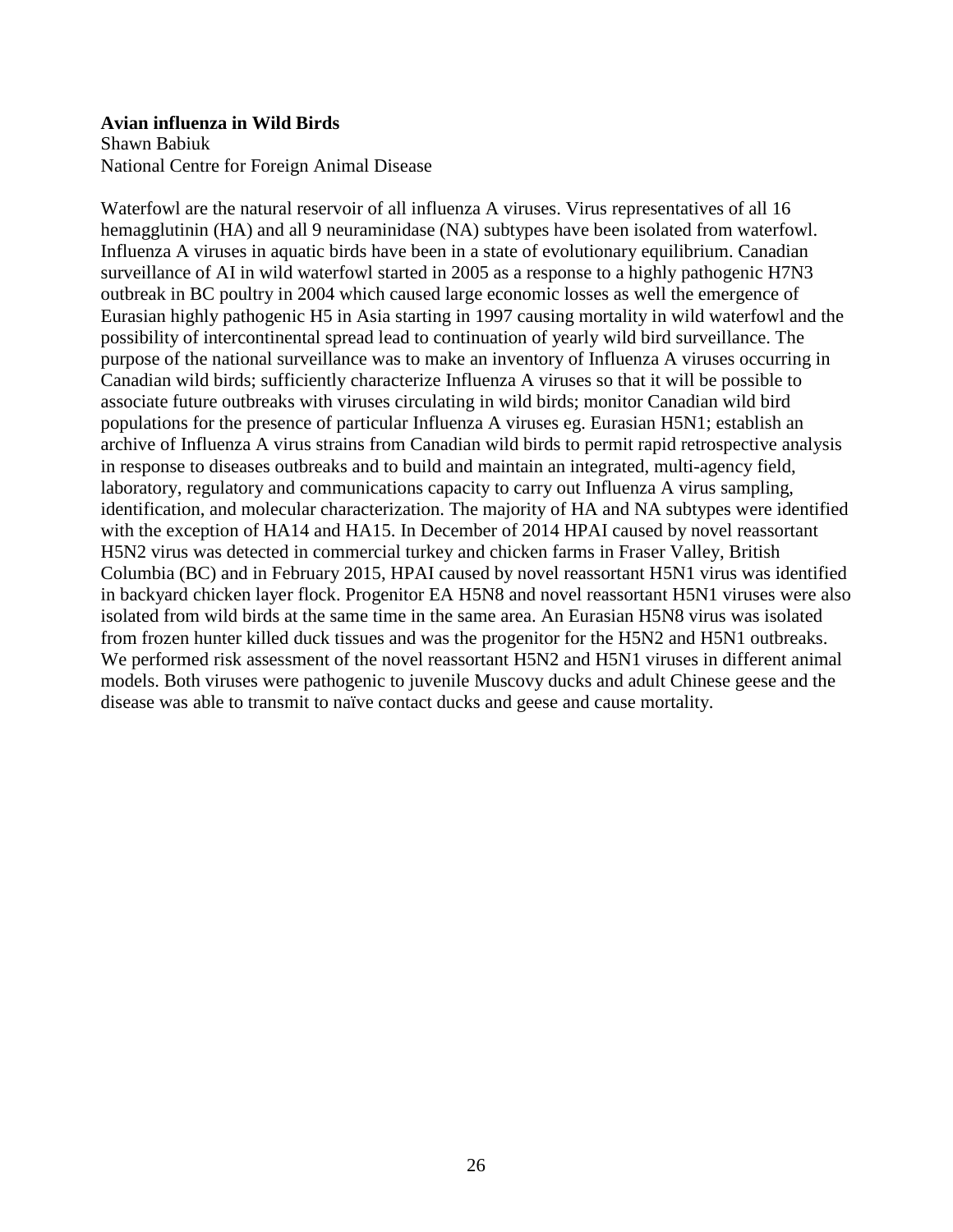**Avian influenza in Wild Birds**
Shawn Babiuk
National Centre for Foreign Animal Disease

Waterfowl are the natural reservoir of all influenza A viruses. Virus representatives of all 16 hemagglutinin (HA) and all 9 neuraminidase (NA) subtypes have been isolated from waterfowl. Influenza A viruses in aquatic birds have been in a state of evolutionary equilibrium. Canadian surveillance of AI in wild waterfowl started in 2005 as a response to a highly pathogenic H7N3 outbreak in BC poultry in 2004 which caused large economic losses as well the emergence of Eurasian highly pathogenic H5 in Asia starting in 1997 causing mortality in wild waterfowl and the possibility of intercontinental spread lead to continuation of yearly wild bird surveillance. The purpose of the national surveillance was to make an inventory of Influenza A viruses occurring in Canadian wild birds; sufficiently characterize Influenza A viruses so that it will be possible to associate future outbreaks with viruses circulating in wild birds; monitor Canadian wild bird populations for the presence of particular Influenza A viruses eg. Eurasian H5N1; establish an archive of Influenza A virus strains from Canadian wild birds to permit rapid retrospective analysis in response to diseases outbreaks and to build and maintain an integrated, multi-agency field, laboratory, regulatory and communications capacity to carry out Influenza A virus sampling, identification, and molecular characterization. The majority of HA and NA subtypes were identified with the exception of HA14 and HA15. In December of 2014 HPAI caused by novel reassortant H5N2 virus was detected in commercial turkey and chicken farms in Fraser Valley, British Columbia (BC) and in February 2015, HPAI caused by novel reassortant H5N1 virus was identified in backyard chicken layer flock. Progenitor EA H5N8 and novel reassortant H5N1 viruses were also isolated from wild birds at the same time in the same area. An Eurasian H5N8 virus was isolated from frozen hunter killed duck tissues and was the progenitor for the H5N2 and H5N1 outbreaks. We performed risk assessment of the novel reassortant H5N2 and H5N1 viruses in different animal models. Both viruses were pathogenic to juvenile Muscovy ducks and adult Chinese geese and the disease was able to transmit to naïve contact ducks and geese and cause mortality.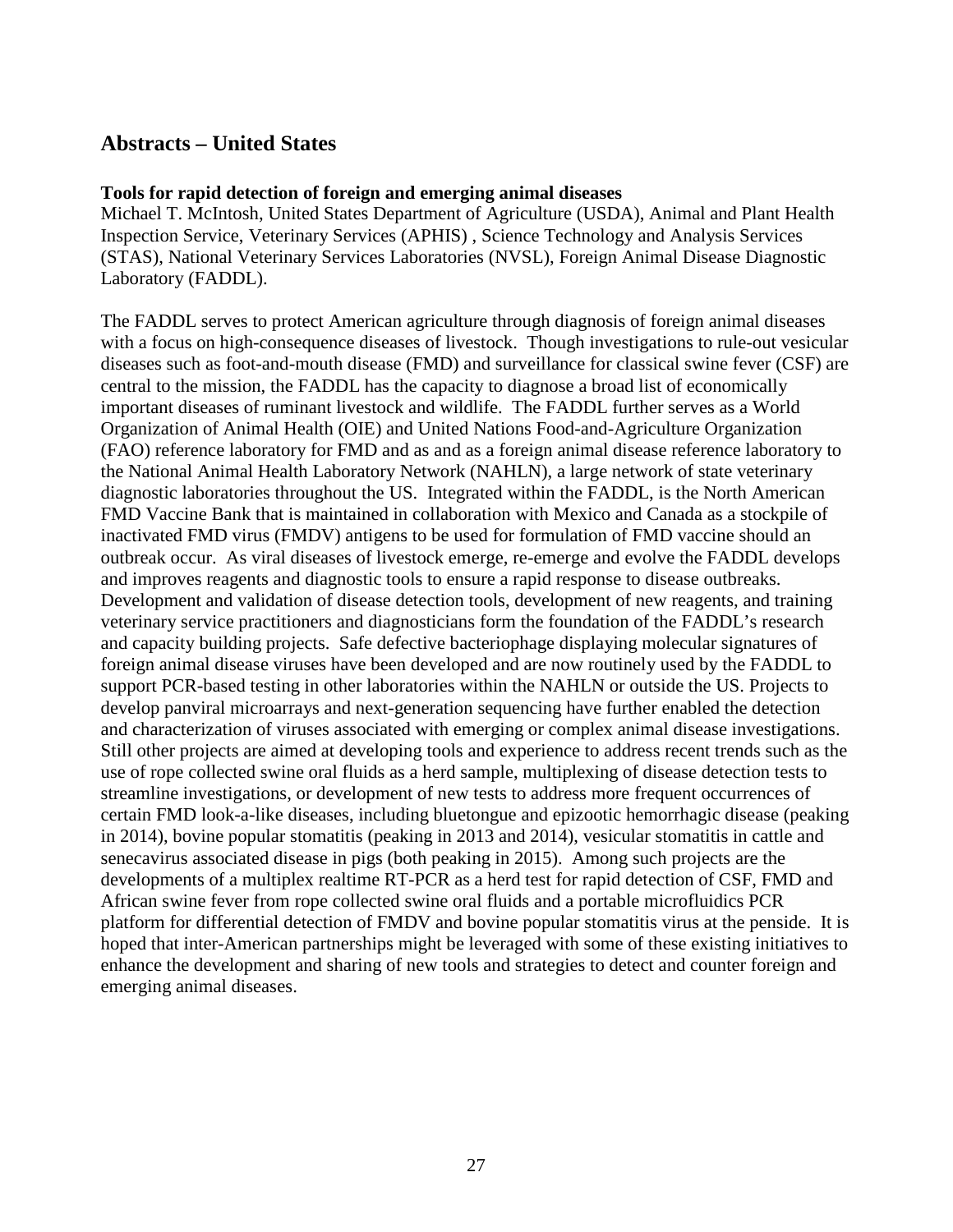## Abstracts – United States

**Tools for rapid detection of foreign and emerging animal diseases**
Michael T. McIntosh, United States Department of Agriculture (USDA), Animal and Plant Health Inspection Service, Veterinary Services (APHIS) , Science Technology and Analysis Services (STAS), National Veterinary Services Laboratories (NVSL), Foreign Animal Disease Diagnostic Laboratory (FADDL).

The FADDL serves to protect American agriculture through diagnosis of foreign animal diseases with a focus on high-consequence diseases of livestock. Though investigations to rule-out vesicular diseases such as foot-and-mouth disease (FMD) and surveillance for classical swine fever (CSF) are central to the mission, the FADDL has the capacity to diagnose a broad list of economically important diseases of ruminant livestock and wildlife. The FADDL further serves as a World Organization of Animal Health (OIE) and United Nations Food-and-Agriculture Organization (FAO) reference laboratory for FMD and as and as a foreign animal disease reference laboratory to the National Animal Health Laboratory Network (NAHLN), a large network of state veterinary diagnostic laboratories throughout the US. Integrated within the FADDL, is the North American FMD Vaccine Bank that is maintained in collaboration with Mexico and Canada as a stockpile of inactivated FMD virus (FMDV) antigens to be used for formulation of FMD vaccine should an outbreak occur. As viral diseases of livestock emerge, re-emerge and evolve the FADDL develops and improves reagents and diagnostic tools to ensure a rapid response to disease outbreaks. Development and validation of disease detection tools, development of new reagents, and training veterinary service practitioners and diagnosticians form the foundation of the FADDL's research and capacity building projects. Safe defective bacteriophage displaying molecular signatures of foreign animal disease viruses have been developed and are now routinely used by the FADDL to support PCR-based testing in other laboratories within the NAHLN or outside the US. Projects to develop panviral microarrays and next-generation sequencing have further enabled the detection and characterization of viruses associated with emerging or complex animal disease investigations. Still other projects are aimed at developing tools and experience to address recent trends such as the use of rope collected swine oral fluids as a herd sample, multiplexing of disease detection tests to streamline investigations, or development of new tests to address more frequent occurrences of certain FMD look-a-like diseases, including bluetongue and epizootic hemorrhagic disease (peaking in 2014), bovine popular stomatitis (peaking in 2013 and 2014), vesicular stomatitis in cattle and senecavirus associated disease in pigs (both peaking in 2015). Among such projects are the developments of a multiplex realtime RT-PCR as a herd test for rapid detection of CSF, FMD and African swine fever from rope collected swine oral fluids and a portable microfluidics PCR platform for differential detection of FMDV and bovine popular stomatitis virus at the penside. It is hoped that inter-American partnerships might be leveraged with some of these existing initiatives to enhance the development and sharing of new tools and strategies to detect and counter foreign and emerging animal diseases.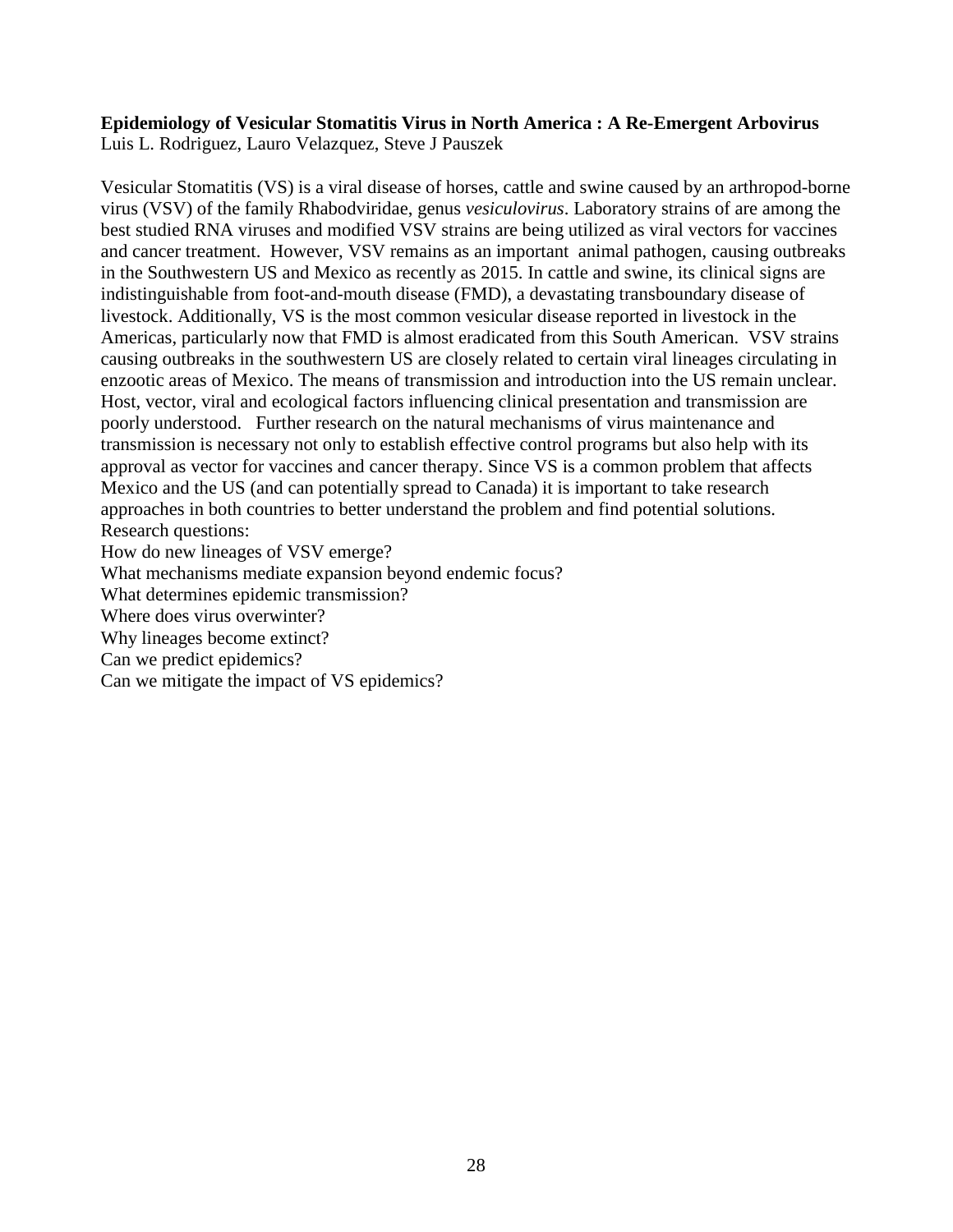**Epidemiology of Vesicular Stomatitis Virus in North America : A Re-Emergent Arbovirus**
Luis L. Rodriguez, Lauro Velazquez, Steve J Pauszek

Vesicular Stomatitis (VS) is a viral disease of horses, cattle and swine caused by an arthropod-borne virus (VSV) of the family Rhabdoviridae, genus *vesiculovirus*. Laboratory strains of are among the best studied RNA viruses and modified VSV strains are being utilized as viral vectors for vaccines and cancer treatment. However, VSV remains as an important animal pathogen, causing outbreaks in the Southwestern US and Mexico as recently as 2015. In cattle and swine, its clinical signs are indistinguishable from foot-and-mouth disease (FMD), a devastating transboundary disease of livestock. Additionally, VS is the most common vesicular disease reported in livestock in the Americas, particularly now that FMD is almost eradicated from this South American. VSV strains causing outbreaks in the southwestern US are closely related to certain viral lineages circulating in enzootic areas of Mexico. The means of transmission and introduction into the US remain unclear. Host, vector, viral and ecological factors influencing clinical presentation and transmission are poorly understood. Further research on the natural mechanisms of virus maintenance and transmission is necessary not only to establish effective control programs but also help with its approval as vector for vaccines and cancer therapy. Since VS is a common problem that affects Mexico and the US (and can potentially spread to Canada) it is important to take research approaches in both countries to better understand the problem and find potential solutions.
Research questions:
How do new lineages of VSV emerge?
What mechanisms mediate expansion beyond endemic focus?
What determines epidemic transmission?
Where does virus overwinter?
Why lineages become extinct?
Can we predict epidemics?
Can we mitigate the impact of VS epidemics?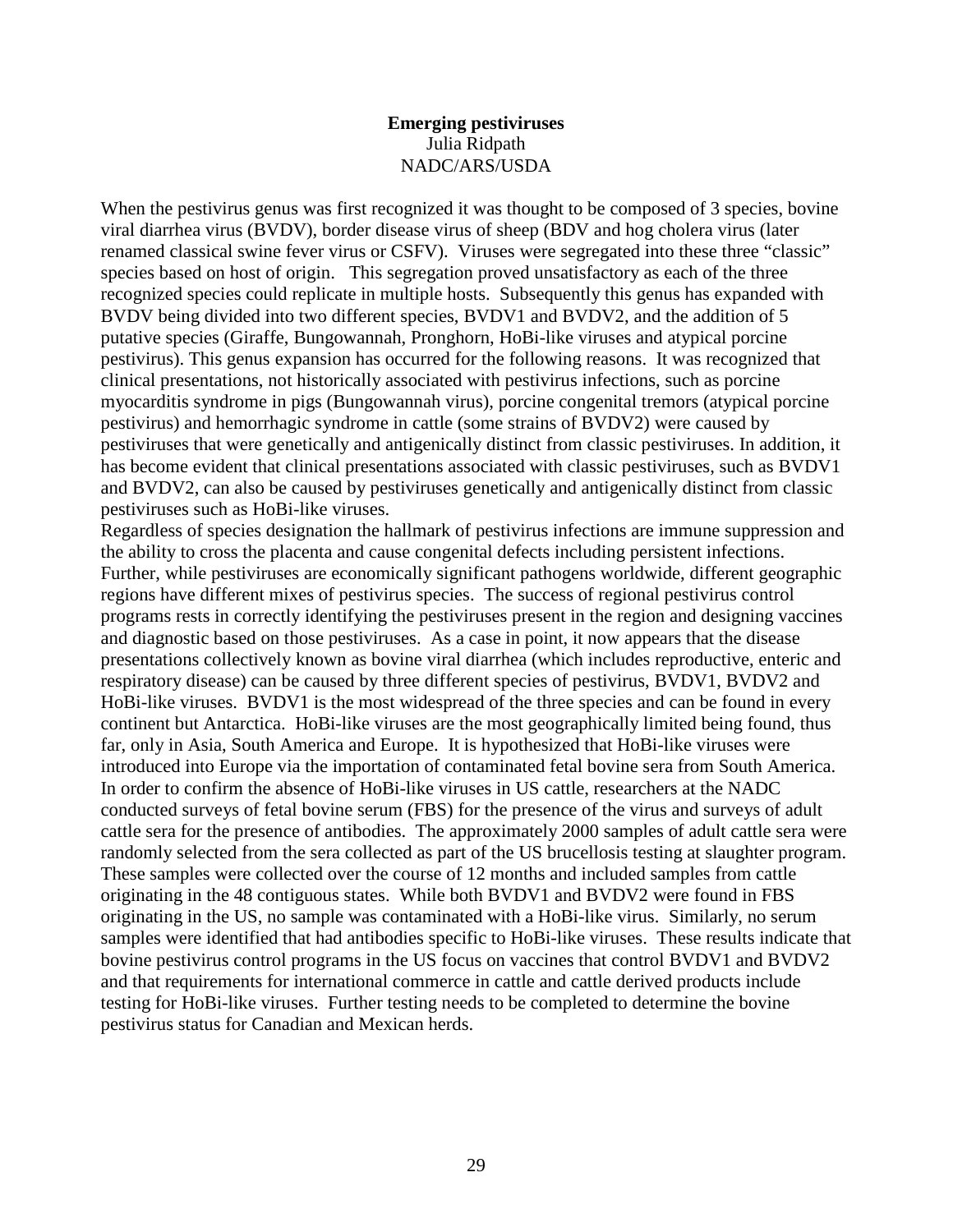**Emerging pestiviruses**
Julia Ridpath
NADC/ARS/USDA

When the pestivirus genus was first recognized it was thought to be composed of 3 species, bovine viral diarrhea virus (BVDV), border disease virus of sheep (BDV and hog cholera virus (later renamed classical swine fever virus or CSFV). Viruses were segregated into these three "classic" species based on host of origin. This segregation proved unsatisfactory as each of the three recognized species could replicate in multiple hosts. Subsequently this genus has expanded with BVDV being divided into two different species, BVDV1 and BVDV2, and the addition of 5 putative species (Giraffe, Bungowannah, Pronghorn, HoBi-like viruses and atypical porcine pestivirus). This genus expansion has occurred for the following reasons. It was recognized that clinical presentations, not historically associated with pestivirus infections, such as porcine myocarditis syndrome in pigs (Bungowannah virus), porcine congenital tremors (atypical porcine pestivirus) and hemorrhagic syndrome in cattle (some strains of BVDV2) were caused by pestiviruses that were genetically and antigenically distinct from classic pestiviruses. In addition, it has become evident that clinical presentations associated with classic pestiviruses, such as BVDV1 and BVDV2, can also be caused by pestiviruses genetically and antigenically distinct from classic pestiviruses such as HoBi-like viruses.

Regardless of species designation the hallmark of pestivirus infections are immune suppression and the ability to cross the placenta and cause congenital defects including persistent infections. Further, while pestiviruses are economically significant pathogens worldwide, different geographic regions have different mixes of pestivirus species. The success of regional pestivirus control programs rests in correctly identifying the pestiviruses present in the region and designing vaccines and diagnostic based on those pestiviruses. As a case in point, it now appears that the disease presentations collectively known as bovine viral diarrhea (which includes reproductive, enteric and respiratory disease) can be caused by three different species of pestivirus, BVDV1, BVDV2 and HoBi-like viruses. BVDV1 is the most widespread of the three species and can be found in every continent but Antarctica. HoBi-like viruses are the most geographically limited being found, thus far, only in Asia, South America and Europe. It is hypothesized that HoBi-like viruses were introduced into Europe via the importation of contaminated fetal bovine sera from South America. In order to confirm the absence of HoBi-like viruses in US cattle, researchers at the NADC conducted surveys of fetal bovine serum (FBS) for the presence of the virus and surveys of adult cattle sera for the presence of antibodies. The approximately 2000 samples of adult cattle sera were randomly selected from the sera collected as part of the US brucellosis testing at slaughter program. These samples were collected over the course of 12 months and included samples from cattle originating in the 48 contiguous states. While both BVDV1 and BVDV2 were found in FBS originating in the US, no sample was contaminated with a HoBi-like virus. Similarly, no serum samples were identified that had antibodies specific to HoBi-like viruses. These results indicate that bovine pestivirus control programs in the US focus on vaccines that control BVDV1 and BVDV2 and that requirements for international commerce in cattle and cattle derived products include testing for HoBi-like viruses. Further testing needs to be completed to determine the bovine pestivirus status for Canadian and Mexican herds.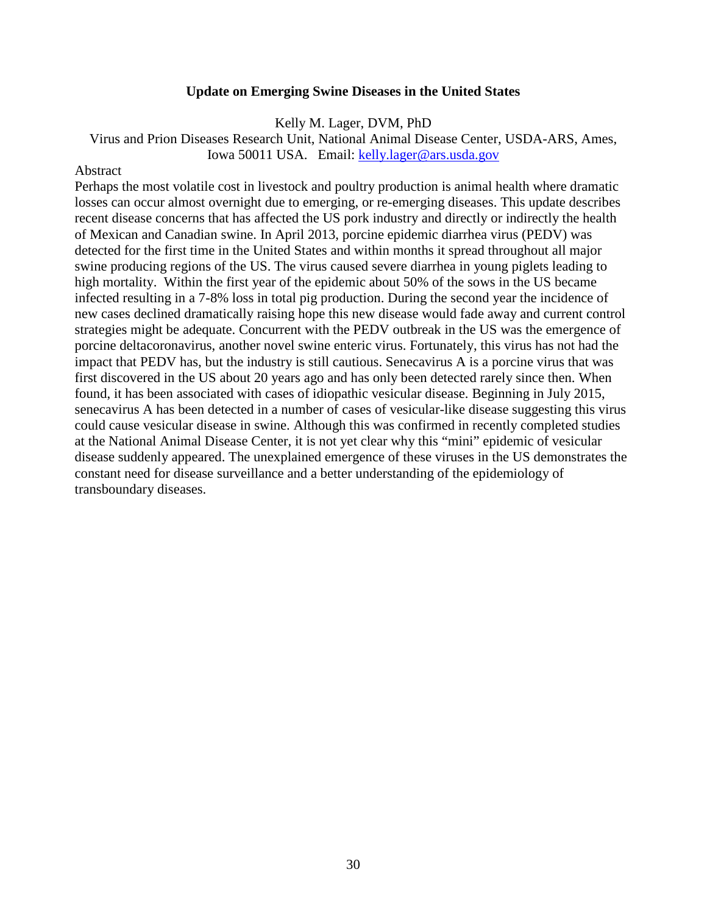# Update on Emerging Swine Diseases in the United States

Kelly M. Lager, DVM, PhD

Virus and Prion Diseases Research Unit, National Animal Disease Center, USDA-ARS, Ames, Iowa 50011 USA. Email: kelly.lager@ars.usda.gov

Abstract

Perhaps the most volatile cost in livestock and poultry production is animal health where dramatic losses can occur almost overnight due to emerging, or re-emerging diseases. This update describes recent disease concerns that has affected the US pork industry and directly or indirectly the health of Mexican and Canadian swine. In April 2013, porcine epidemic diarrhea virus (PEDV) was detected for the first time in the United States and within months it spread throughout all major swine producing regions of the US. The virus caused severe diarrhea in young piglets leading to high mortality. Within the first year of the epidemic about 50% of the sows in the US became infected resulting in a 7-8% loss in total pig production. During the second year the incidence of new cases declined dramatically raising hope this new disease would fade away and current control strategies might be adequate. Concurrent with the PEDV outbreak in the US was the emergence of porcine deltacoronavirus, another novel swine enteric virus. Fortunately, this virus has not had the impact that PEDV has, but the industry is still cautious. Senecavirus A is a porcine virus that was first discovered in the US about 20 years ago and has only been detected rarely since then. When found, it has been associated with cases of idiopathic vesicular disease. Beginning in July 2015, senecavirus A has been detected in a number of cases of vesicular-like disease suggesting this virus could cause vesicular disease in swine. Although this was confirmed in recently completed studies at the National Animal Disease Center, it is not yet clear why this "mini" epidemic of vesicular disease suddenly appeared. The unexplained emergence of these viruses in the US demonstrates the constant need for disease surveillance and a better understanding of the epidemiology of transboundary diseases.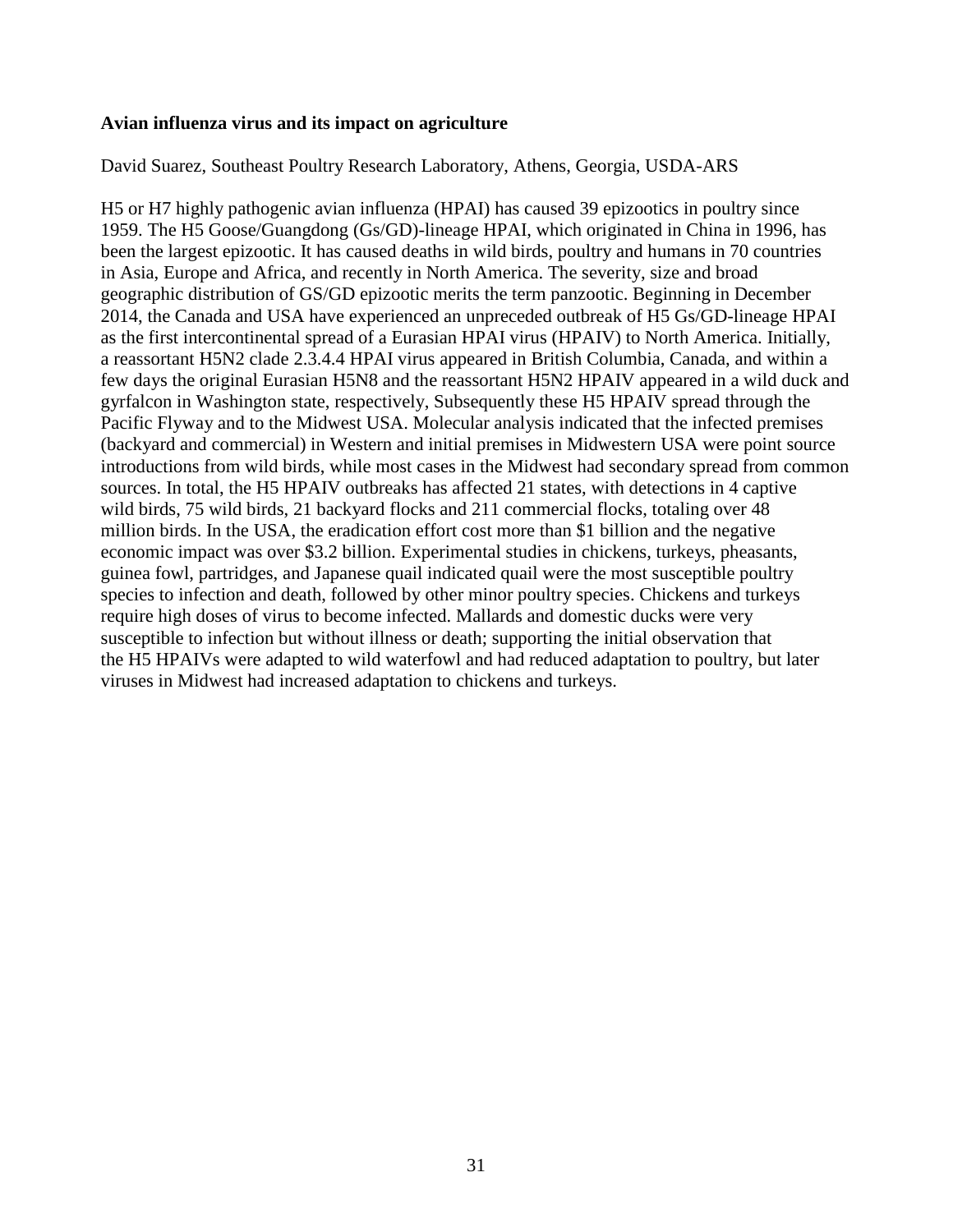**Avian influenza virus and its impact on agriculture**

David Suarez, Southeast Poultry Research Laboratory, Athens, Georgia, USDA-ARS

H5 or H7 highly pathogenic avian influenza (HPAI) has caused 39 epizootics in poultry since 1959. The H5 Goose/Guangdong (Gs/GD)-lineage HPAI, which originated in China in 1996, has been the largest epizootic. It has caused deaths in wild birds, poultry and humans in 70 countries in Asia, Europe and Africa, and recently in North America. The severity, size and broad geographic distribution of GS/GD epizootic merits the term panzootic. Beginning in December 2014, the Canada and USA have experienced an unprecedented outbreak of H5 Gs/GD-lineage HPAI as the first intercontinental spread of a Eurasian HPAI virus (HPAIV) to North America. Initially, a reassortant H5N2 clade 2.3.4.4 HPAI virus appeared in British Columbia, Canada, and within a few days the original Eurasian H5N8 and the reassortant H5N2 HPAIV appeared in a wild duck and gyrfalcon in Washington state, respectively, Subsequently these H5 HPAIV spread through the Pacific Flyway and to the Midwest USA. Molecular analysis indicated that the infected premises (backyard and commercial) in Western and initial premises in Midwestern USA were point source introductions from wild birds, while most cases in the Midwest had secondary spread from common sources. In total, the H5 HPAIV outbreaks has affected 21 states, with detections in 4 captive wild birds, 75 wild birds, 21 backyard flocks and 211 commercial flocks, totaling over 48 million birds. In the USA, the eradication effort cost more than $1 billion and the negative economic impact was over $3.2 billion. Experimental studies in chickens, turkeys, pheasants, guinea fowl, partridges, and Japanese quail indicated quail were the most susceptible poultry species to infection and death, followed by other minor poultry species. Chickens and turkeys require high doses of virus to become infected. Mallards and domestic ducks were very susceptible to infection but without illness or death; supporting the initial observation that the H5 HPAIVs were adapted to wild waterfowl and had reduced adaptation to poultry, but later viruses in Midwest had increased adaptation to chickens and turkeys.